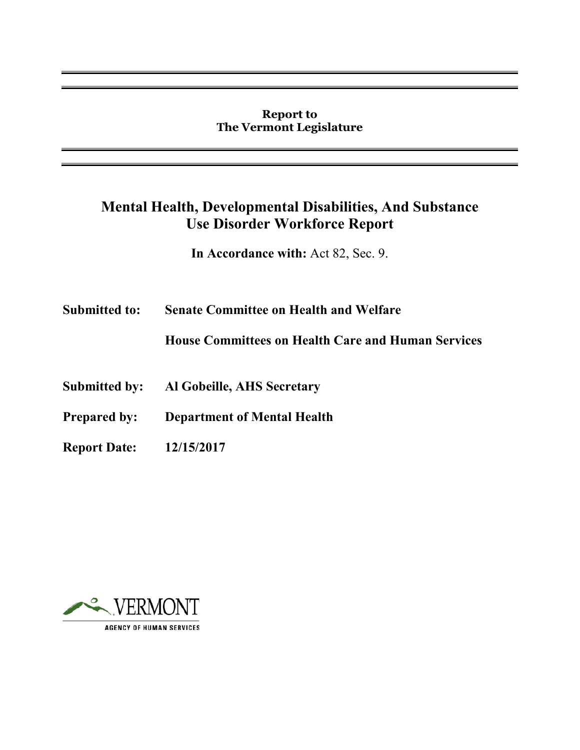**Report to**
**The Vermont Legislature**

# Mental Health, Developmental Disabilities, And Substance Use Disorder Workforce Report

**In Accordance with:** Act 82, Sec. 9.

**Submitted to:** **Senate Committee on Health and Welfare**

**House Committees on Health Care and Human Services**

**Submitted by:** **Al Gobeille, AHS Secretary**

**Prepared by:** **Department of Mental Health**

**Report Date:** **12/15/2017**

VERMONT
AGENCY OF HUMAN SERVICES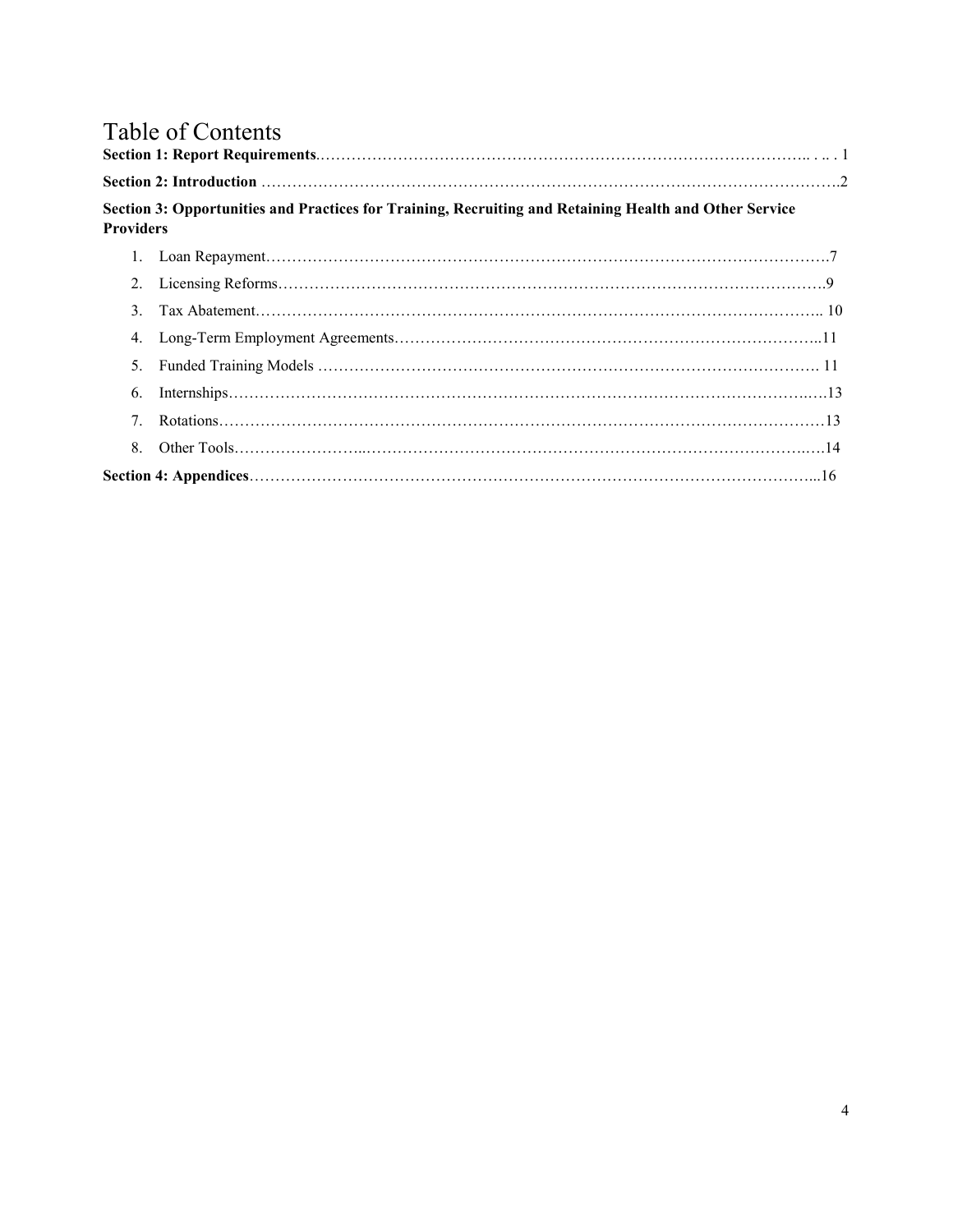# Table of Contents

**Section 1: Report Requirements**........................................................................................... 1

**Section 2: Introduction** .............................................................................................................2

**Section 3: Opportunities and Practices for Training, Recruiting and Retaining Health and Other Service Providers**

1. Loan Repayment...................................................................................................................7
2. Licensing Reforms................................................................................................................9
3. Tax Abatement..................................................................................................................... 10
4. Long-Term Employment Agreements...................................................................................11
5. Funded Training Models ..................................................................................................... 11
6. Internships...........................................................................................................................13
7. Rotations..............................................................................................................................13
8. Other Tools...........................................................................................................................14

**Section 4: Appendices**...................................................................................................................16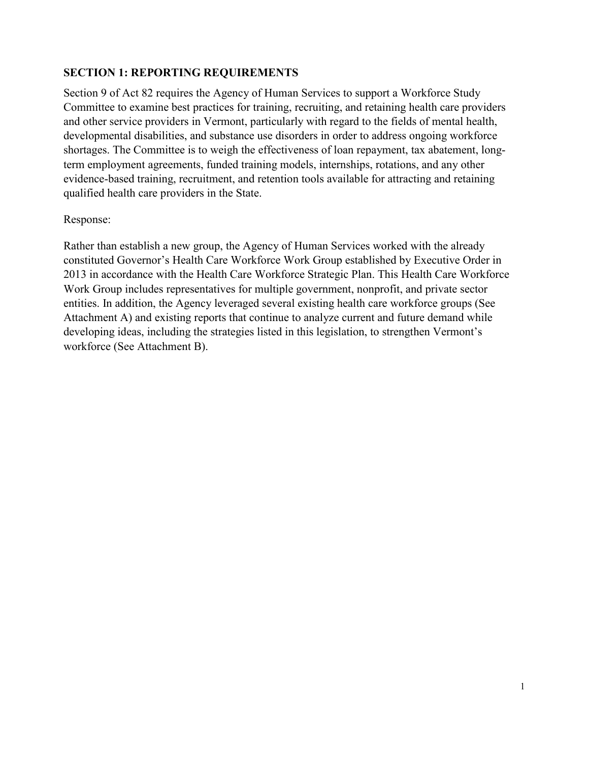## SECTION 1: REPORTING REQUIREMENTS

Section 9 of Act 82 requires the Agency of Human Services to support a Workforce Study Committee to examine best practices for training, recruiting, and retaining health care providers and other service providers in Vermont, particularly with regard to the fields of mental health, developmental disabilities, and substance use disorders in order to address ongoing workforce shortages. The Committee is to weigh the effectiveness of loan repayment, tax abatement, long-term employment agreements, funded training models, internships, rotations, and any other evidence-based training, recruitment, and retention tools available for attracting and retaining qualified health care providers in the State.

Response:

Rather than establish a new group, the Agency of Human Services worked with the already constituted Governor's Health Care Workforce Work Group established by Executive Order in 2013 in accordance with the Health Care Workforce Strategic Plan. This Health Care Workforce Work Group includes representatives for multiple government, nonprofit, and private sector entities. In addition, the Agency leveraged several existing health care workforce groups (See Attachment A) and existing reports that continue to analyze current and future demand while developing ideas, including the strategies listed in this legislation, to strengthen Vermont's workforce (See Attachment B).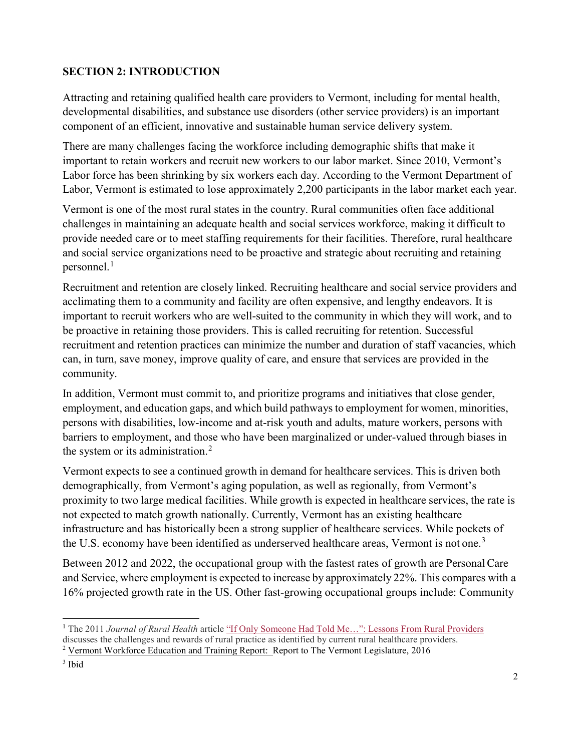## SECTION 2: INTRODUCTION

Attracting and retaining qualified health care providers to Vermont, including for mental health, developmental disabilities, and substance use disorders (other service providers) is an important component of an efficient, innovative and sustainable human service delivery system.

There are many challenges facing the workforce including demographic shifts that make it important to retain workers and recruit new workers to our labor market. Since 2010, Vermont's Labor force has been shrinking by six workers each day. According to the Vermont Department of Labor, Vermont is estimated to lose approximately 2,200 participants in the labor market each year.

Vermont is one of the most rural states in the country. Rural communities often face additional challenges in maintaining an adequate health and social services workforce, making it difficult to provide needed care or to meet staffing requirements for their facilities. Therefore, rural healthcare and social service organizations need to be proactive and strategic about recruiting and retaining personnel.[1]

Recruitment and retention are closely linked. Recruiting healthcare and social service providers and acclimating them to a community and facility are often expensive, and lengthy endeavors. It is important to recruit workers who are well-suited to the community in which they will work, and to be proactive in retaining those providers. This is called recruiting for retention. Successful recruitment and retention practices can minimize the number and duration of staff vacancies, which can, in turn, save money, improve quality of care, and ensure that services are provided in the community.

In addition, Vermont must commit to, and prioritize programs and initiatives that close gender, employment, and education gaps, and which build pathways to employment for women, minorities, persons with disabilities, low-income and at-risk youth and adults, mature workers, persons with barriers to employment, and those who have been marginalized or under-valued through biases in the system or its administration.[2]

Vermont expects to see a continued growth in demand for healthcare services. This is driven both demographically, from Vermont's aging population, as well as regionally, from Vermont's proximity to two large medical facilities. While growth is expected in healthcare services, the rate is not expected to match growth nationally. Currently, Vermont has an existing healthcare infrastructure and has historically been a strong supplier of healthcare services. While pockets of the U.S. economy have been identified as underserved healthcare areas, Vermont is not one.[3]

Between 2012 and 2022, the occupational group with the fastest rates of growth are Personal Care and Service, where employment is expected to increase by approximately 22%. This compares with a 16% projected growth rate in the US. Other fast-growing occupational groups include: Community

---

[1] The 2011 *Journal of Rural Health* article "If Only Someone Had Told Me…": Lessons From Rural Providers discusses the challenges and rewards of rural practice as identified by current rural healthcare providers.

[2] Vermont Workforce Education and Training Report: Report to The Vermont Legislature, 2016

[3] Ibid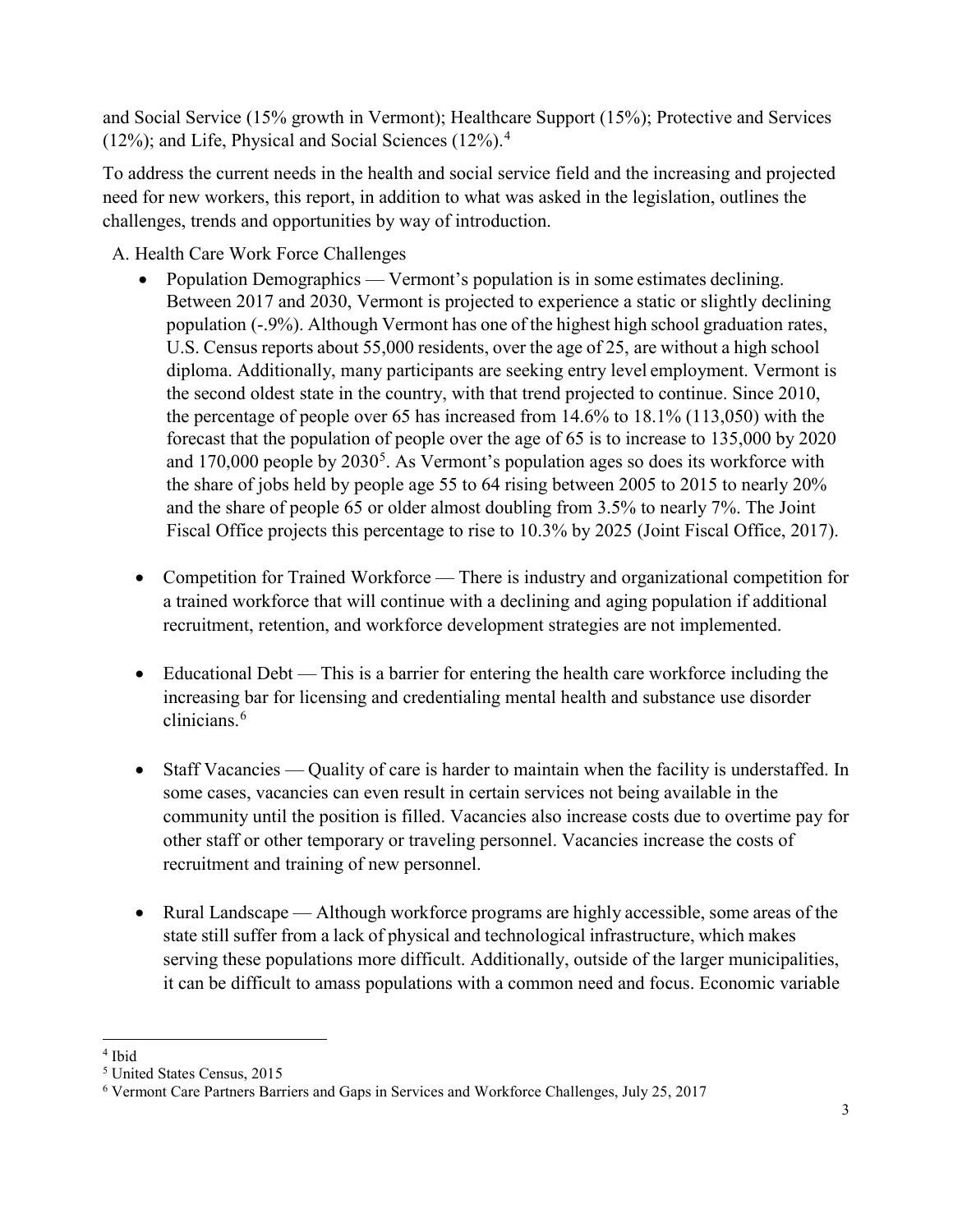and Social Service (15% growth in Vermont); Healthcare Support (15%); Protective and Services (12%); and Life, Physical and Social Sciences (12%).[4]

To address the current needs in the health and social service field and the increasing and projected need for new workers, this report, in addition to what was asked in the legislation, outlines the challenges, trends and opportunities by way of introduction.

A. Health Care Work Force Challenges

- Population Demographics — Vermont's population is in some estimates declining. Between 2017 and 2030, Vermont is projected to experience a static or slightly declining population (-.9%). Although Vermont has one of the highest high school graduation rates, U.S. Census reports about 55,000 residents, over the age of 25, are without a high school diploma. Additionally, many participants are seeking entry level employment. Vermont is the second oldest state in the country, with that trend projected to continue. Since 2010, the percentage of people over 65 has increased from 14.6% to 18.1% (113,050) with the forecast that the population of people over the age of 65 is to increase to 135,000 by 2020 and 170,000 people by 2030[5]. As Vermont's population ages so does its workforce with the share of jobs held by people age 55 to 64 rising between 2005 to 2015 to nearly 20% and the share of people 65 or older almost doubling from 3.5% to nearly 7%. The Joint Fiscal Office projects this percentage to rise to 10.3% by 2025 (Joint Fiscal Office, 2017).

- Competition for Trained Workforce — There is industry and organizational competition for a trained workforce that will continue with a declining and aging population if additional recruitment, retention, and workforce development strategies are not implemented.

- Educational Debt — This is a barrier for entering the health care workforce including the increasing bar for licensing and credentialing mental health and substance use disorder clinicians.[6]

- Staff Vacancies — Quality of care is harder to maintain when the facility is understaffed. In some cases, vacancies can even result in certain services not being available in the community until the position is filled. Vacancies also increase costs due to overtime pay for other staff or other temporary or traveling personnel. Vacancies increase the costs of recruitment and training of new personnel.

- Rural Landscape — Although workforce programs are highly accessible, some areas of the state still suffer from a lack of physical and technological infrastructure, which makes serving these populations more difficult. Additionally, outside of the larger municipalities, it can be difficult to amass populations with a common need and focus. Economic variable

---

[4] Ibid

[5] United States Census, 2015

[6] Vermont Care Partners Barriers and Gaps in Services and Workforce Challenges, July 25, 2017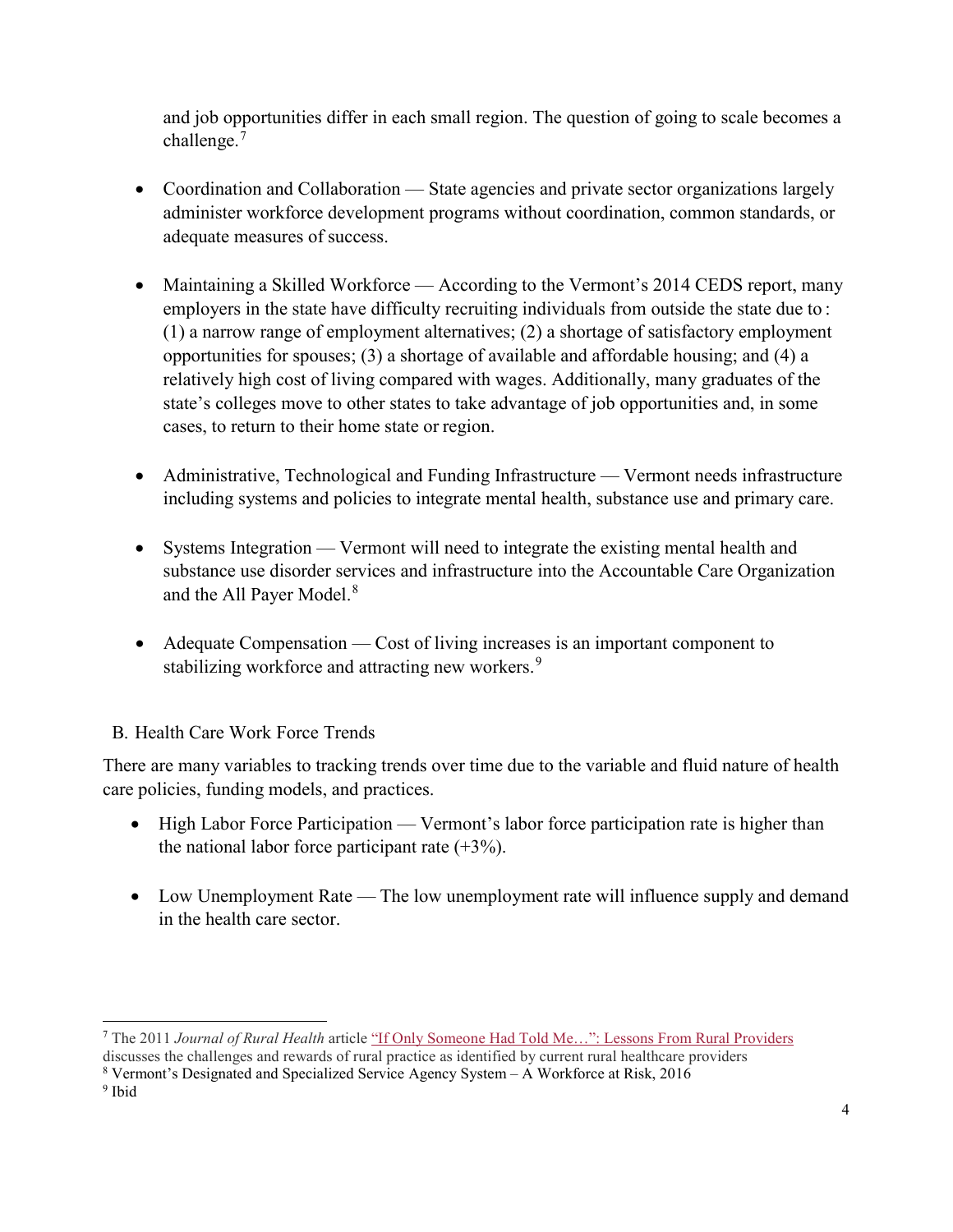and job opportunities differ in each small region. The question of going to scale becomes a challenge.[7]

- Coordination and Collaboration — State agencies and private sector organizations largely administer workforce development programs without coordination, common standards, or adequate measures of success.

- Maintaining a Skilled Workforce — According to the Vermont's 2014 CEDS report, many employers in the state have difficulty recruiting individuals from outside the state due to : (1) a narrow range of employment alternatives; (2) a shortage of satisfactory employment opportunities for spouses; (3) a shortage of available and affordable housing; and (4) a relatively high cost of living compared with wages. Additionally, many graduates of the state's colleges move to other states to take advantage of job opportunities and, in some cases, to return to their home state or region.

- Administrative, Technological and Funding Infrastructure — Vermont needs infrastructure including systems and policies to integrate mental health, substance use and primary care.

- Systems Integration — Vermont will need to integrate the existing mental health and substance use disorder services and infrastructure into the Accountable Care Organization and the All Payer Model.[8]

- Adequate Compensation — Cost of living increases is an important component to stabilizing workforce and attracting new workers.[9]

## B. Health Care Work Force Trends

There are many variables to tracking trends over time due to the variable and fluid nature of health care policies, funding models, and practices.

- High Labor Force Participation — Vermont's labor force participation rate is higher than the national labor force participant rate (+3%).

- Low Unemployment Rate — The low unemployment rate will influence supply and demand in the health care sector.

---

[7] The 2011 *Journal of Rural Health* article "If Only Someone Had Told Me…": Lessons From Rural Providers discusses the challenges and rewards of rural practice as identified by current rural healthcare providers

[8] Vermont's Designated and Specialized Service Agency System – A Workforce at Risk, 2016

[9] Ibid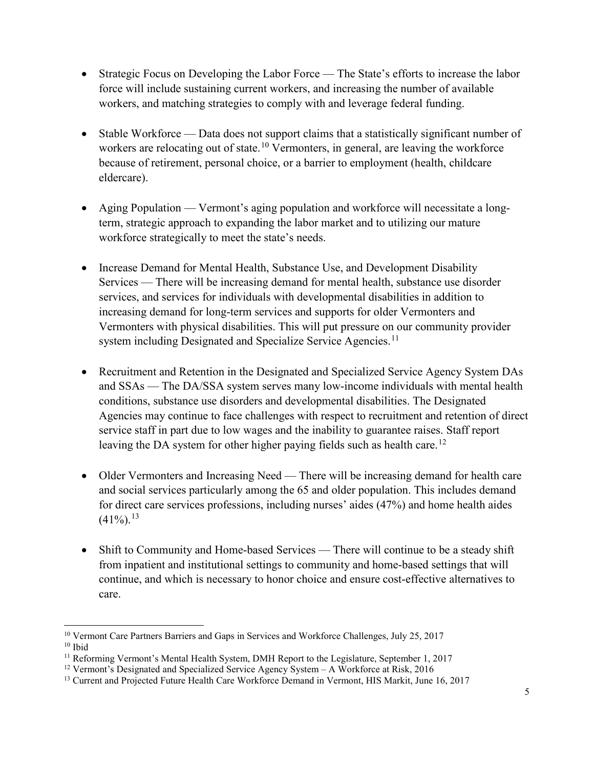- Strategic Focus on Developing the Labor Force — The State's efforts to increase the labor force will include sustaining current workers, and increasing the number of available workers, and matching strategies to comply with and leverage federal funding.

- Stable Workforce — Data does not support claims that a statistically significant number of workers are relocating out of state.[10] Vermonters, in general, are leaving the workforce because of retirement, personal choice, or a barrier to employment (health, childcare eldercare).

- Aging Population — Vermont's aging population and workforce will necessitate a long-term, strategic approach to expanding the labor market and to utilizing our mature workforce strategically to meet the state's needs.

- Increase Demand for Mental Health, Substance Use, and Development Disability Services — There will be increasing demand for mental health, substance use disorder services, and services for individuals with developmental disabilities in addition to increasing demand for long-term services and supports for older Vermonters and Vermonters with physical disabilities. This will put pressure on our community provider system including Designated and Specialize Service Agencies.[11]

- Recruitment and Retention in the Designated and Specialized Service Agency System DAs and SSAs — The DA/SSA system serves many low-income individuals with mental health conditions, substance use disorders and developmental disabilities. The Designated Agencies may continue to face challenges with respect to recruitment and retention of direct service staff in part due to low wages and the inability to guarantee raises. Staff report leaving the DA system for other higher paying fields such as health care.[12]

- Older Vermonters and Increasing Need — There will be increasing demand for health care and social services particularly among the 65 and older population. This includes demand for direct care services professions, including nurses' aides (47%) and home health aides (41%).[13]

- Shift to Community and Home-based Services — There will continue to be a steady shift from inpatient and institutional settings to community and home-based settings that will continue, and which is necessary to honor choice and ensure cost-effective alternatives to care.

---

[10] Vermont Care Partners Barriers and Gaps in Services and Workforce Challenges, July 25, 2017

[10] Ibid

[11] Reforming Vermont's Mental Health System, DMH Report to the Legislature, September 1, 2017

[12] Vermont's Designated and Specialized Service Agency System – A Workforce at Risk, 2016

[13] Current and Projected Future Health Care Workforce Demand in Vermont, HIS Markit, June 16, 2017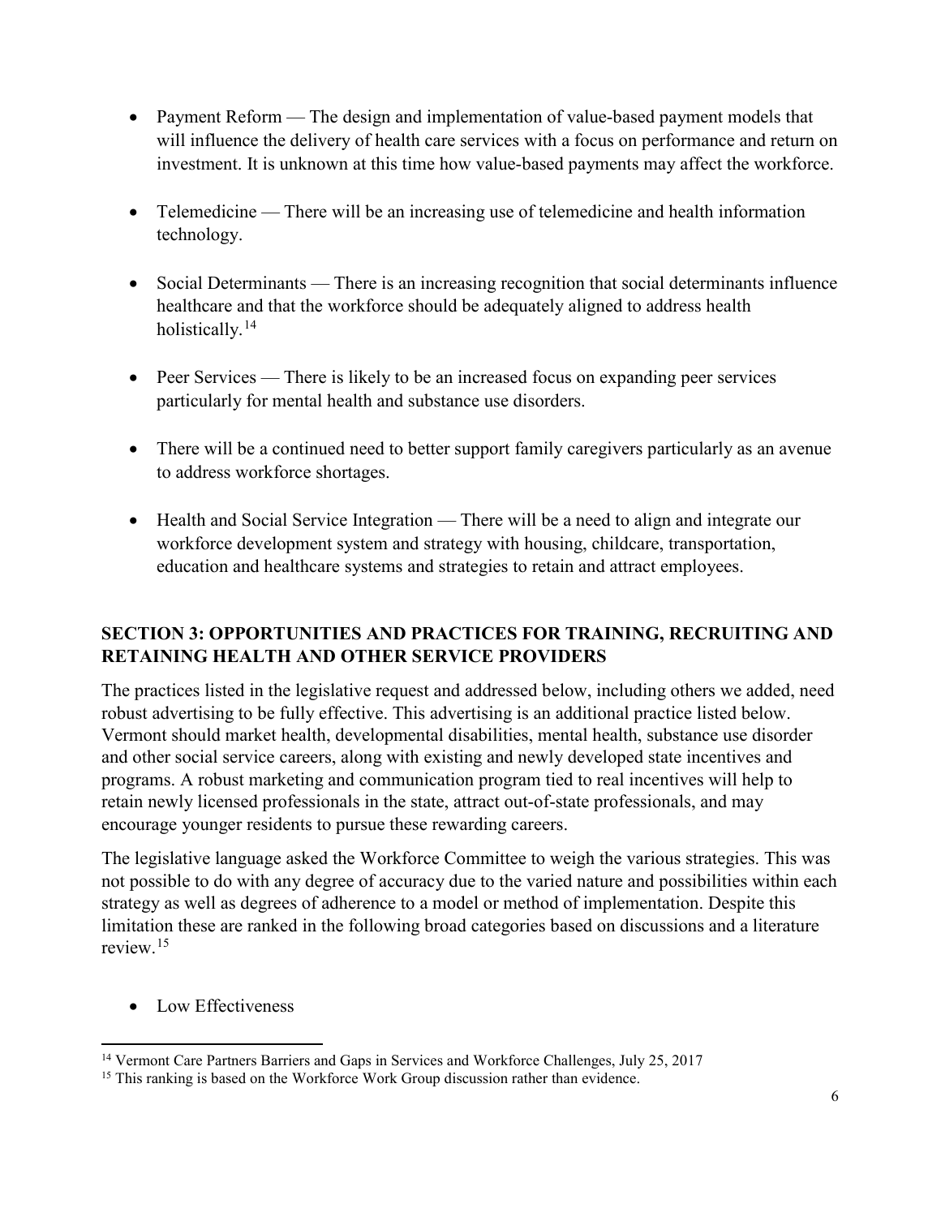- Payment Reform — The design and implementation of value-based payment models that will influence the delivery of health care services with a focus on performance and return on investment. It is unknown at this time how value-based payments may affect the workforce.

- Telemedicine — There will be an increasing use of telemedicine and health information technology.

- Social Determinants — There is an increasing recognition that social determinants influence healthcare and that the workforce should be adequately aligned to address health holistically.[14]

- Peer Services — There is likely to be an increased focus on expanding peer services particularly for mental health and substance use disorders.

- There will be a continued need to better support family caregivers particularly as an avenue to address workforce shortages.

- Health and Social Service Integration — There will be a need to align and integrate our workforce development system and strategy with housing, childcare, transportation, education and healthcare systems and strategies to retain and attract employees.

## SECTION 3: OPPORTUNITIES AND PRACTICES FOR TRAINING, RECRUITING AND RETAINING HEALTH AND OTHER SERVICE PROVIDERS

The practices listed in the legislative request and addressed below, including others we added, need robust advertising to be fully effective. This advertising is an additional practice listed below. Vermont should market health, developmental disabilities, mental health, substance use disorder and other social service careers, along with existing and newly developed state incentives and programs. A robust marketing and communication program tied to real incentives will help to retain newly licensed professionals in the state, attract out-of-state professionals, and may encourage younger residents to pursue these rewarding careers.

The legislative language asked the Workforce Committee to weigh the various strategies. This was not possible to do with any degree of accuracy due to the varied nature and possibilities within each strategy as well as degrees of adherence to a model or method of implementation. Despite this limitation these are ranked in the following broad categories based on discussions and a literature review.[15]

- Low Effectiveness

[14] Vermont Care Partners Barriers and Gaps in Services and Workforce Challenges, July 25, 2017

[15] This ranking is based on the Workforce Work Group discussion rather than evidence.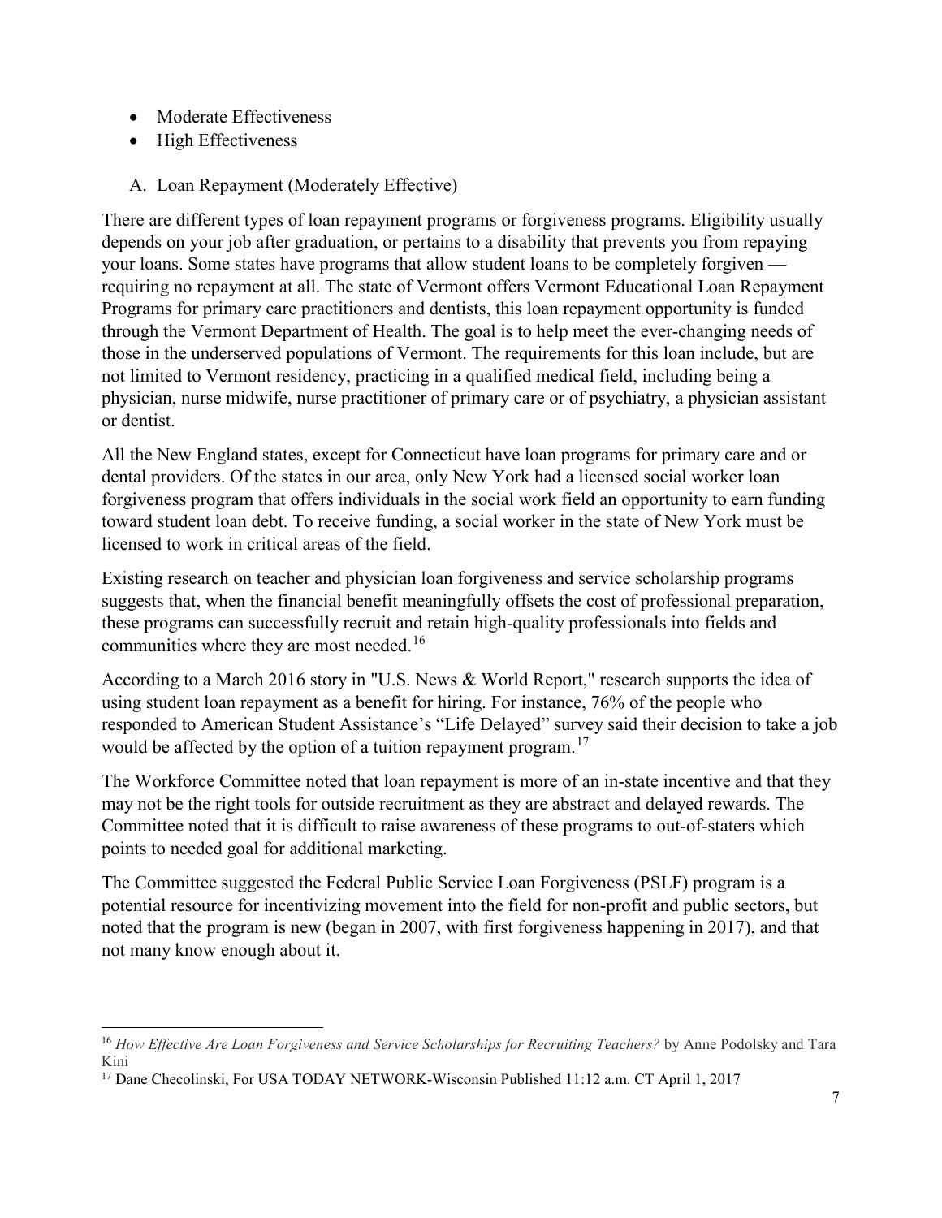- Moderate Effectiveness
- High Effectiveness

A. Loan Repayment (Moderately Effective)

There are different types of loan repayment programs or forgiveness programs. Eligibility usually depends on your job after graduation, or pertains to a disability that prevents you from repaying your loans. Some states have programs that allow student loans to be completely forgiven — requiring no repayment at all. The state of Vermont offers Vermont Educational Loan Repayment Programs for primary care practitioners and dentists, this loan repayment opportunity is funded through the Vermont Department of Health. The goal is to help meet the ever-changing needs of those in the underserved populations of Vermont. The requirements for this loan include, but are not limited to Vermont residency, practicing in a qualified medical field, including being a physician, nurse midwife, nurse practitioner of primary care or of psychiatry, a physician assistant or dentist.

All the New England states, except for Connecticut have loan programs for primary care and or dental providers. Of the states in our area, only New York had a licensed social worker loan forgiveness program that offers individuals in the social work field an opportunity to earn funding toward student loan debt. To receive funding, a social worker in the state of New York must be licensed to work in critical areas of the field.

Existing research on teacher and physician loan forgiveness and service scholarship programs suggests that, when the financial benefit meaningfully offsets the cost of professional preparation, these programs can successfully recruit and retain high-quality professionals into fields and communities where they are most needed.[16]

According to a March 2016 story in "U.S. News & World Report," research supports the idea of using student loan repayment as a benefit for hiring. For instance, 76% of the people who responded to American Student Assistance's "Life Delayed" survey said their decision to take a job would be affected by the option of a tuition repayment program.[17]

The Workforce Committee noted that loan repayment is more of an in-state incentive and that they may not be the right tools for outside recruitment as they are abstract and delayed rewards. The Committee noted that it is difficult to raise awareness of these programs to out-of-staters which points to needed goal for additional marketing.

The Committee suggested the Federal Public Service Loan Forgiveness (PSLF) program is a potential resource for incentivizing movement into the field for non-profit and public sectors, but noted that the program is new (began in 2007, with first forgiveness happening in 2017), and that not many know enough about it.

---

[16] *How Effective Are Loan Forgiveness and Service Scholarships for Recruiting Teachers?* by Anne Podolsky and Tara Kini

[17] Dane Checolinski, For USA TODAY NETWORK-Wisconsin Published 11:12 a.m. CT April 1, 2017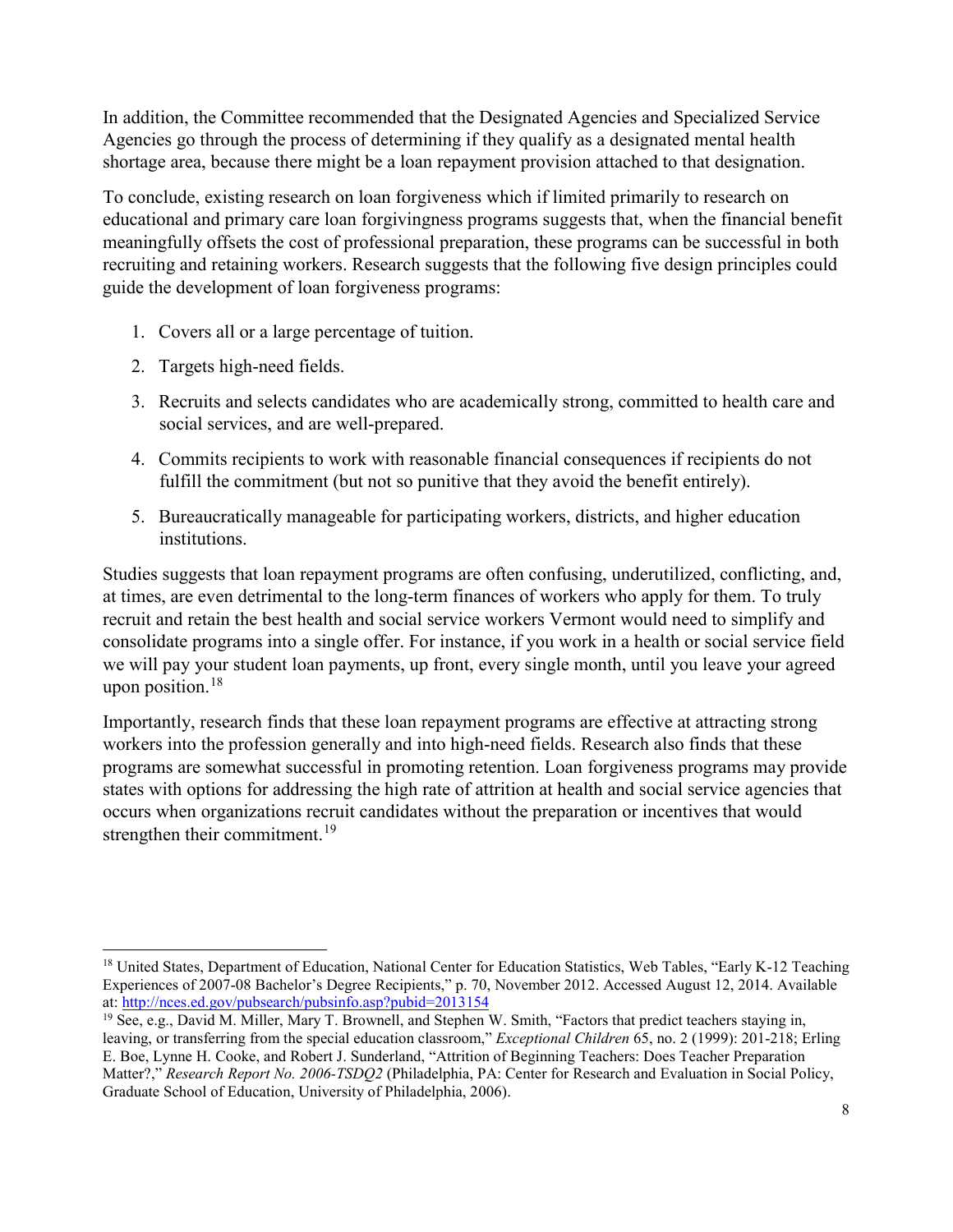In addition, the Committee recommended that the Designated Agencies and Specialized Service Agencies go through the process of determining if they qualify as a designated mental health shortage area, because there might be a loan repayment provision attached to that designation.

To conclude, existing research on loan forgiveness which if limited primarily to research on educational and primary care loan forgivingness programs suggests that, when the financial benefit meaningfully offsets the cost of professional preparation, these programs can be successful in both recruiting and retaining workers. Research suggests that the following five design principles could guide the development of loan forgiveness programs:

1. Covers all or a large percentage of tuition.
2. Targets high-need fields.
3. Recruits and selects candidates who are academically strong, committed to health care and social services, and are well-prepared.
4. Commits recipients to work with reasonable financial consequences if recipients do not fulfill the commitment (but not so punitive that they avoid the benefit entirely).
5. Bureaucratically manageable for participating workers, districts, and higher education institutions.

Studies suggests that loan repayment programs are often confusing, underutilized, conflicting, and, at times, are even detrimental to the long-term finances of workers who apply for them. To truly recruit and retain the best health and social service workers Vermont would need to simplify and consolidate programs into a single offer. For instance, if you work in a health or social service field we will pay your student loan payments, up front, every single month, until you leave your agreed upon position.[18]

Importantly, research finds that these loan repayment programs are effective at attracting strong workers into the profession generally and into high-need fields. Research also finds that these programs are somewhat successful in promoting retention. Loan forgiveness programs may provide states with options for addressing the high rate of attrition at health and social service agencies that occurs when organizations recruit candidates without the preparation or incentives that would strengthen their commitment.[19]

---

[18] United States, Department of Education, National Center for Education Statistics, Web Tables, "Early K-12 Teaching Experiences of 2007-08 Bachelor's Degree Recipients," p. 70, November 2012. Accessed August 12, 2014. Available at: http://nces.ed.gov/pubsearch/pubsinfo.asp?pubid=2013154

[19] See, e.g., David M. Miller, Mary T. Brownell, and Stephen W. Smith, "Factors that predict teachers staying in, leaving, or transferring from the special education classroom," *Exceptional Children* 65, no. 2 (1999): 201-218; Erling E. Boe, Lynne H. Cooke, and Robert J. Sunderland, "Attrition of Beginning Teachers: Does Teacher Preparation Matter?," *Research Report No. 2006-TSDQ2* (Philadelphia, PA: Center for Research and Evaluation in Social Policy, Graduate School of Education, University of Philadelphia, 2006).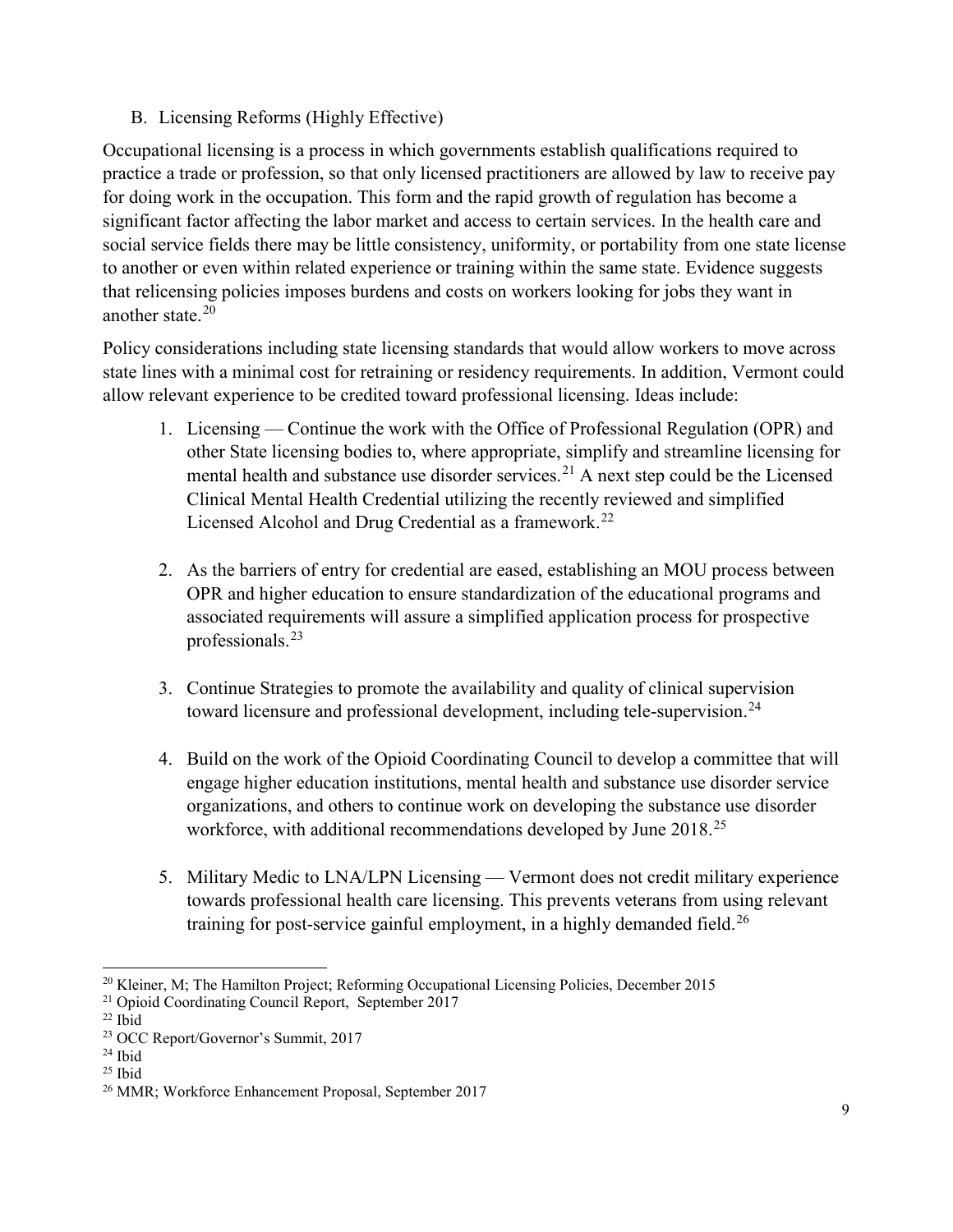## B. Licensing Reforms (Highly Effective)

Occupational licensing is a process in which governments establish qualifications required to practice a trade or profession, so that only licensed practitioners are allowed by law to receive pay for doing work in the occupation. This form and the rapid growth of regulation has become a significant factor affecting the labor market and access to certain services. In the health care and social service fields there may be little consistency, uniformity, or portability from one state license to another or even within related experience or training within the same state. Evidence suggests that relicensing policies imposes burdens and costs on workers looking for jobs they want in another state.[20]

Policy considerations including state licensing standards that would allow workers to move across state lines with a minimal cost for retraining or residency requirements. In addition, Vermont could allow relevant experience to be credited toward professional licensing. Ideas include:

1. Licensing — Continue the work with the Office of Professional Regulation (OPR) and other State licensing bodies to, where appropriate, simplify and streamline licensing for mental health and substance use disorder services.[21] A next step could be the Licensed Clinical Mental Health Credential utilizing the recently reviewed and simplified Licensed Alcohol and Drug Credential as a framework.[22]

2. As the barriers of entry for credential are eased, establishing an MOU process between OPR and higher education to ensure standardization of the educational programs and associated requirements will assure a simplified application process for prospective professionals.[23]

3. Continue Strategies to promote the availability and quality of clinical supervision toward licensure and professional development, including tele-supervision.[24]

4. Build on the work of the Opioid Coordinating Council to develop a committee that will engage higher education institutions, mental health and substance use disorder service organizations, and others to continue work on developing the substance use disorder workforce, with additional recommendations developed by June 2018.[25]

5. Military Medic to LNA/LPN Licensing — Vermont does not credit military experience towards professional health care licensing. This prevents veterans from using relevant training for post-service gainful employment, in a highly demanded field.[26]

---

[20] Kleiner, M; The Hamilton Project; Reforming Occupational Licensing Policies, December 2015

[21] Opioid Coordinating Council Report, September 2017

[22] Ibid

[23] OCC Report/Governor's Summit, 2017

[24] Ibid

[25] Ibid

[26] MMR; Workforce Enhancement Proposal, September 2017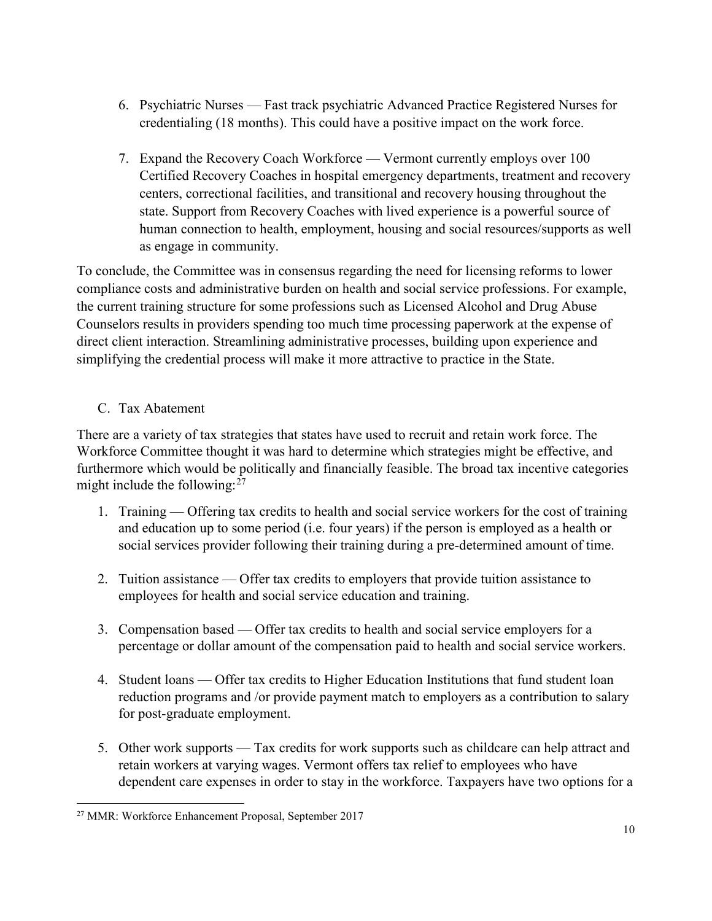6. Psychiatric Nurses — Fast track psychiatric Advanced Practice Registered Nurses for credentialing (18 months). This could have a positive impact on the work force.

7. Expand the Recovery Coach Workforce — Vermont currently employs over 100 Certified Recovery Coaches in hospital emergency departments, treatment and recovery centers, correctional facilities, and transitional and recovery housing throughout the state. Support from Recovery Coaches with lived experience is a powerful source of human connection to health, employment, housing and social resources/supports as well as engage in community.

To conclude, the Committee was in consensus regarding the need for licensing reforms to lower compliance costs and administrative burden on health and social service professions. For example, the current training structure for some professions such as Licensed Alcohol and Drug Abuse Counselors results in providers spending too much time processing paperwork at the expense of direct client interaction. Streamlining administrative processes, building upon experience and simplifying the credential process will make it more attractive to practice in the State.

### C. Tax Abatement

There are a variety of tax strategies that states have used to recruit and retain work force. The Workforce Committee thought it was hard to determine which strategies might be effective, and furthermore which would be politically and financially feasible. The broad tax incentive categories might include the following:[27]

1. Training — Offering tax credits to health and social service workers for the cost of training and education up to some period (i.e. four years) if the person is employed as a health or social services provider following their training during a pre-determined amount of time.

2. Tuition assistance — Offer tax credits to employers that provide tuition assistance to employees for health and social service education and training.

3. Compensation based — Offer tax credits to health and social service employers for a percentage or dollar amount of the compensation paid to health and social service workers.

4. Student loans — Offer tax credits to Higher Education Institutions that fund student loan reduction programs and /or provide payment match to employers as a contribution to salary for post-graduate employment.

5. Other work supports — Tax credits for work supports such as childcare can help attract and retain workers at varying wages. Vermont offers tax relief to employees who have dependent care expenses in order to stay in the workforce. Taxpayers have two options for a

[27] MMR: Workforce Enhancement Proposal, September 2017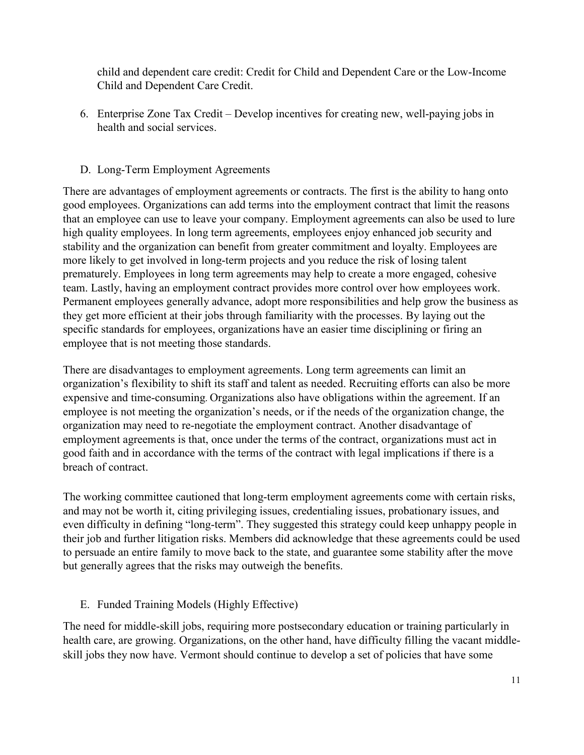child and dependent care credit: Credit for Child and Dependent Care or the Low-Income Child and Dependent Care Credit.

6. Enterprise Zone Tax Credit – Develop incentives for creating new, well-paying jobs in health and social services.

### D. Long-Term Employment Agreements

There are advantages of employment agreements or contracts. The first is the ability to hang onto good employees. Organizations can add terms into the employment contract that limit the reasons that an employee can use to leave your company. Employment agreements can also be used to lure high quality employees. In long term agreements, employees enjoy enhanced job security and stability and the organization can benefit from greater commitment and loyalty. Employees are more likely to get involved in long-term projects and you reduce the risk of losing talent prematurely. Employees in long term agreements may help to create a more engaged, cohesive team. Lastly, having an employment contract provides more control over how employees work. Permanent employees generally advance, adopt more responsibilities and help grow the business as they get more efficient at their jobs through familiarity with the processes. By laying out the specific standards for employees, organizations have an easier time disciplining or firing an employee that is not meeting those standards.

There are disadvantages to employment agreements. Long term agreements can limit an organization's flexibility to shift its staff and talent as needed. Recruiting efforts can also be more expensive and time-consuming. Organizations also have obligations within the agreement. If an employee is not meeting the organization's needs, or if the needs of the organization change, the organization may need to re-negotiate the employment contract. Another disadvantage of employment agreements is that, once under the terms of the contract, organizations must act in good faith and in accordance with the terms of the contract with legal implications if there is a breach of contract.

The working committee cautioned that long-term employment agreements come with certain risks, and may not be worth it, citing privileging issues, credentialing issues, probationary issues, and even difficulty in defining "long-term". They suggested this strategy could keep unhappy people in their job and further litigation risks. Members did acknowledge that these agreements could be used to persuade an entire family to move back to the state, and guarantee some stability after the move but generally agrees that the risks may outweigh the benefits.

### E. Funded Training Models (Highly Effective)

The need for middle-skill jobs, requiring more postsecondary education or training particularly in health care, are growing. Organizations, on the other hand, have difficulty filling the vacant middle-skill jobs they now have. Vermont should continue to develop a set of policies that have some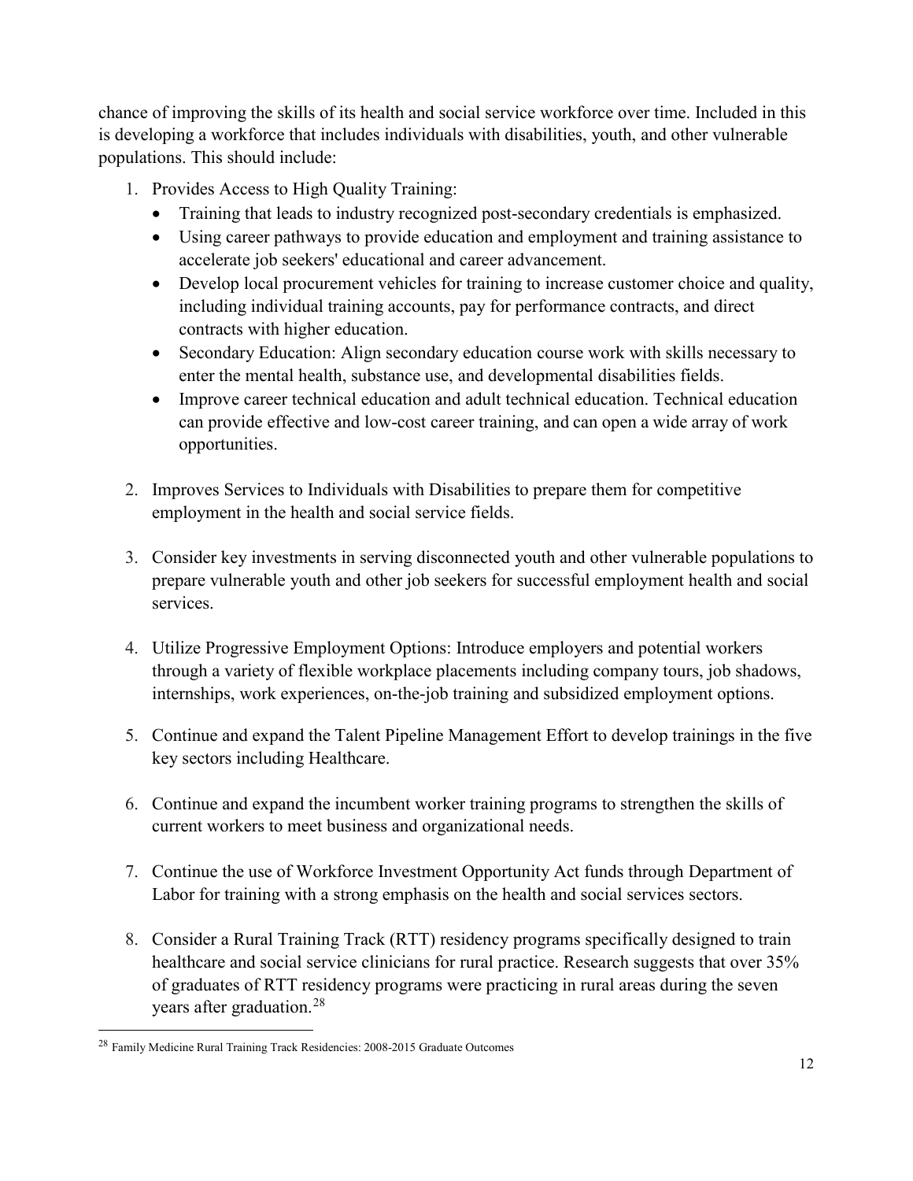chance of improving the skills of its health and social service workforce over time. Included in this is developing a workforce that includes individuals with disabilities, youth, and other vulnerable populations. This should include:

1. Provides Access to High Quality Training:
   - Training that leads to industry recognized post-secondary credentials is emphasized.
   - Using career pathways to provide education and employment and training assistance to accelerate job seekers' educational and career advancement.
   - Develop local procurement vehicles for training to increase customer choice and quality, including individual training accounts, pay for performance contracts, and direct contracts with higher education.
   - Secondary Education: Align secondary education course work with skills necessary to enter the mental health, substance use, and developmental disabilities fields.
   - Improve career technical education and adult technical education. Technical education can provide effective and low-cost career training, and can open a wide array of work opportunities.

2. Improves Services to Individuals with Disabilities to prepare them for competitive employment in the health and social service fields.

3. Consider key investments in serving disconnected youth and other vulnerable populations to prepare vulnerable youth and other job seekers for successful employment health and social services.

4. Utilize Progressive Employment Options: Introduce employers and potential workers through a variety of flexible workplace placements including company tours, job shadows, internships, work experiences, on-the-job training and subsidized employment options.

5. Continue and expand the Talent Pipeline Management Effort to develop trainings in the five key sectors including Healthcare.

6. Continue and expand the incumbent worker training programs to strengthen the skills of current workers to meet business and organizational needs.

7. Continue the use of Workforce Investment Opportunity Act funds through Department of Labor for training with a strong emphasis on the health and social services sectors.

8. Consider a Rural Training Track (RTT) residency programs specifically designed to train healthcare and social service clinicians for rural practice. Research suggests that over 35% of graduates of RTT residency programs were practicing in rural areas during the seven years after graduation.[28]

[28] Family Medicine Rural Training Track Residencies: 2008-2015 Graduate Outcomes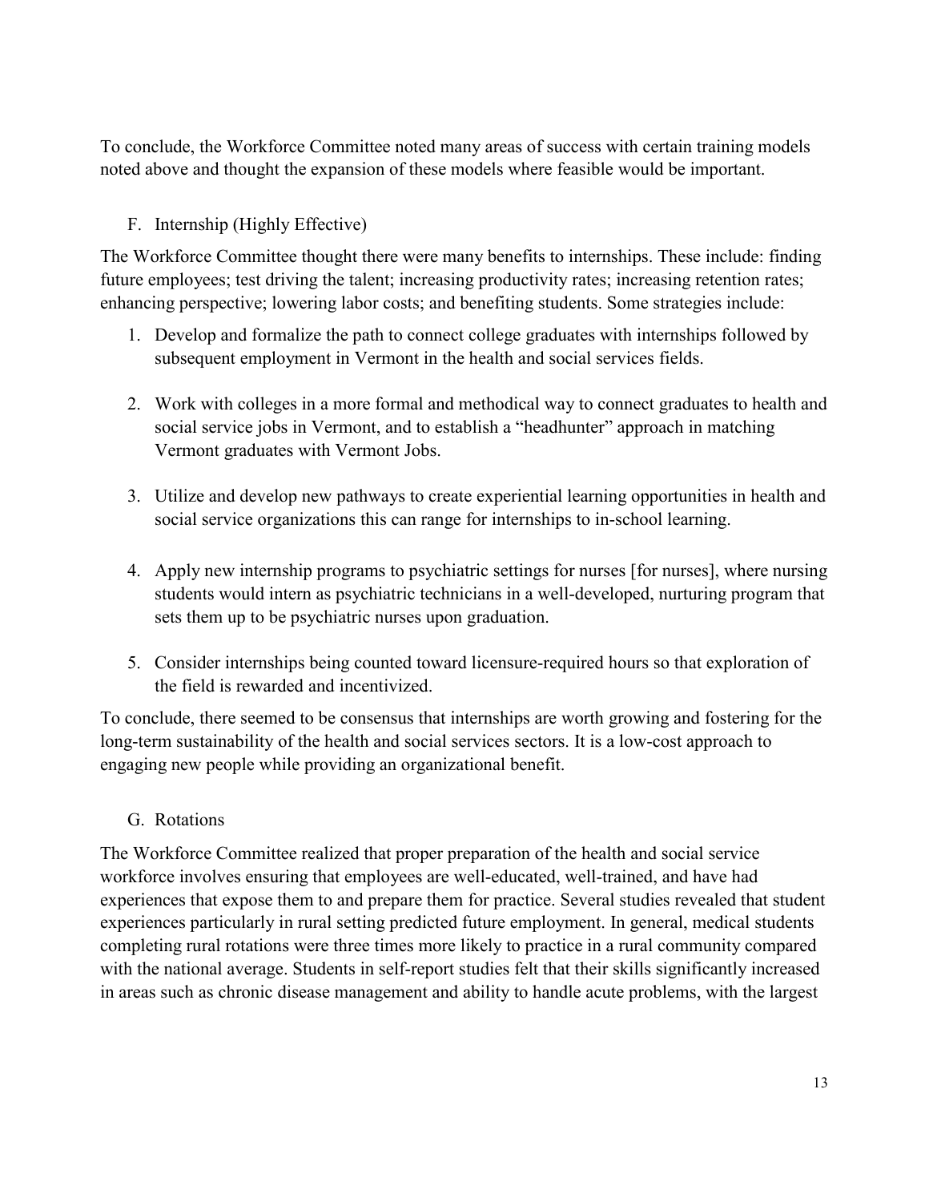To conclude, the Workforce Committee noted many areas of success with certain training models noted above and thought the expansion of these models where feasible would be important.

F. Internship (Highly Effective)

The Workforce Committee thought there were many benefits to internships. These include: finding future employees; test driving the talent; increasing productivity rates; increasing retention rates; enhancing perspective; lowering labor costs; and benefiting students. Some strategies include:

1. Develop and formalize the path to connect college graduates with internships followed by subsequent employment in Vermont in the health and social services fields.

2. Work with colleges in a more formal and methodical way to connect graduates to health and social service jobs in Vermont, and to establish a "headhunter" approach in matching Vermont graduates with Vermont Jobs.

3. Utilize and develop new pathways to create experiential learning opportunities in health and social service organizations this can range for internships to in-school learning.

4. Apply new internship programs to psychiatric settings for nurses [for nurses], where nursing students would intern as psychiatric technicians in a well-developed, nurturing program that sets them up to be psychiatric nurses upon graduation.

5. Consider internships being counted toward licensure-required hours so that exploration of the field is rewarded and incentivized.

To conclude, there seemed to be consensus that internships are worth growing and fostering for the long-term sustainability of the health and social services sectors. It is a low-cost approach to engaging new people while providing an organizational benefit.

G. Rotations

The Workforce Committee realized that proper preparation of the health and social service workforce involves ensuring that employees are well-educated, well-trained, and have had experiences that expose them to and prepare them for practice. Several studies revealed that student experiences particularly in rural setting predicted future employment. In general, medical students completing rural rotations were three times more likely to practice in a rural community compared with the national average. Students in self-report studies felt that their skills significantly increased in areas such as chronic disease management and ability to handle acute problems, with the largest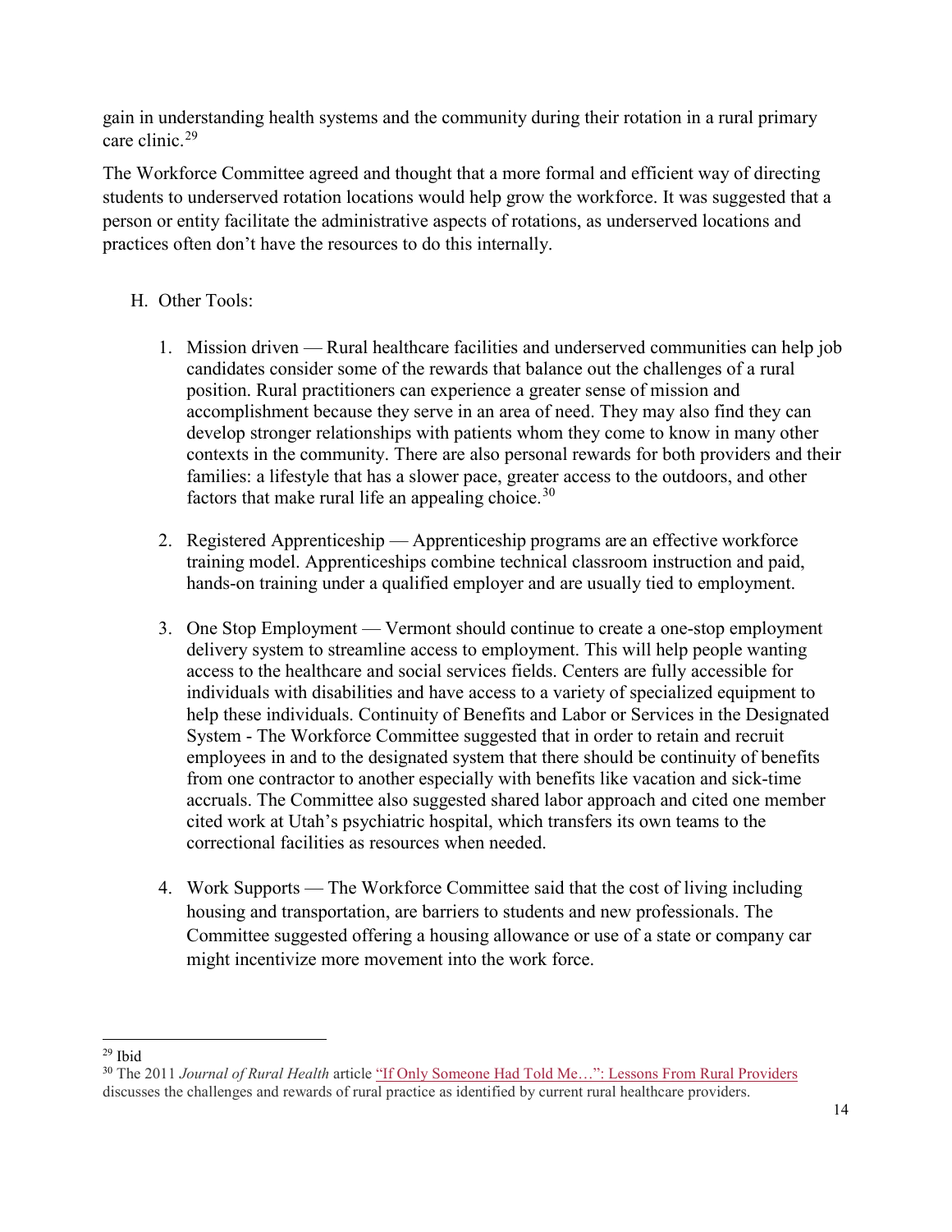gain in understanding health systems and the community during their rotation in a rural primary care clinic.[29]

The Workforce Committee agreed and thought that a more formal and efficient way of directing students to underserved rotation locations would help grow the workforce. It was suggested that a person or entity facilitate the administrative aspects of rotations, as underserved locations and practices often don't have the resources to do this internally.

H. Other Tools:

1. Mission driven — Rural healthcare facilities and underserved communities can help job candidates consider some of the rewards that balance out the challenges of a rural position. Rural practitioners can experience a greater sense of mission and accomplishment because they serve in an area of need. They may also find they can develop stronger relationships with patients whom they come to know in many other contexts in the community. There are also personal rewards for both providers and their families: a lifestyle that has a slower pace, greater access to the outdoors, and other factors that make rural life an appealing choice.[30]

2. Registered Apprenticeship — Apprenticeship programs are an effective workforce training model. Apprenticeships combine technical classroom instruction and paid, hands-on training under a qualified employer and are usually tied to employment.

3. One Stop Employment — Vermont should continue to create a one-stop employment delivery system to streamline access to employment. This will help people wanting access to the healthcare and social services fields. Centers are fully accessible for individuals with disabilities and have access to a variety of specialized equipment to help these individuals. Continuity of Benefits and Labor or Services in the Designated System - The Workforce Committee suggested that in order to retain and recruit employees in and to the designated system that there should be continuity of benefits from one contractor to another especially with benefits like vacation and sick-time accruals. The Committee also suggested shared labor approach and cited one member cited work at Utah's psychiatric hospital, which transfers its own teams to the correctional facilities as resources when needed.

4. Work Supports — The Workforce Committee said that the cost of living including housing and transportation, are barriers to students and new professionals. The Committee suggested offering a housing allowance or use of a state or company car might incentivize more movement into the work force.

---

[29] Ibid

[30] The 2011 *Journal of Rural Health* article "If Only Someone Had Told Me…": Lessons From Rural Providers discusses the challenges and rewards of rural practice as identified by current rural healthcare providers.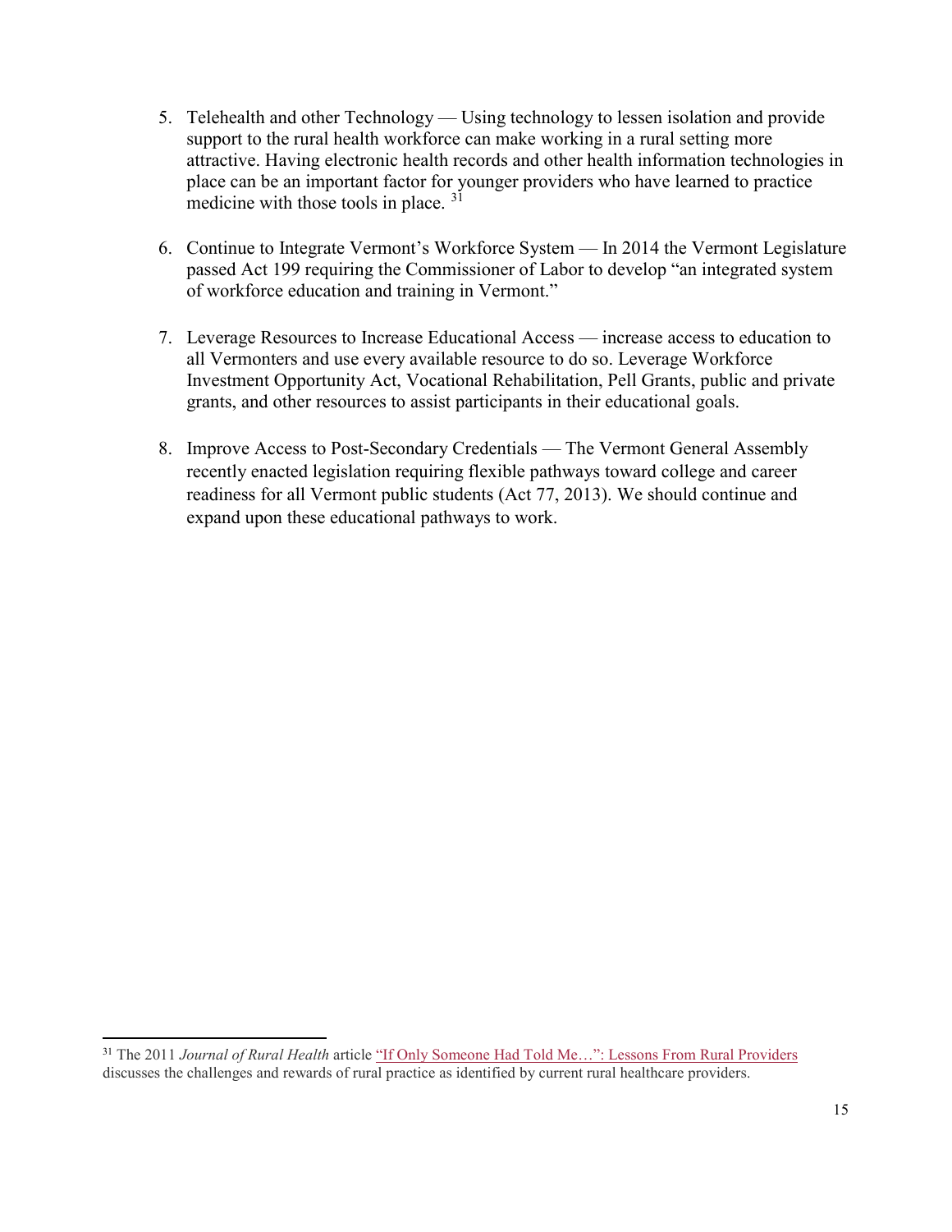5. Telehealth and other Technology — Using technology to lessen isolation and provide support to the rural health workforce can make working in a rural setting more attractive. Having electronic health records and other health information technologies in place can be an important factor for younger providers who have learned to practice medicine with those tools in place. [31]

6. Continue to Integrate Vermont's Workforce System — In 2014 the Vermont Legislature passed Act 199 requiring the Commissioner of Labor to develop "an integrated system of workforce education and training in Vermont."

7. Leverage Resources to Increase Educational Access — increase access to education to all Vermonters and use every available resource to do so. Leverage Workforce Investment Opportunity Act, Vocational Rehabilitation, Pell Grants, public and private grants, and other resources to assist participants in their educational goals.

8. Improve Access to Post-Secondary Credentials — The Vermont General Assembly recently enacted legislation requiring flexible pathways toward college and career readiness for all Vermont public students (Act 77, 2013). We should continue and expand upon these educational pathways to work.

---

[31] The 2011 *Journal of Rural Health* article "If Only Someone Had Told Me…": Lessons From Rural Providers discusses the challenges and rewards of rural practice as identified by current rural healthcare providers.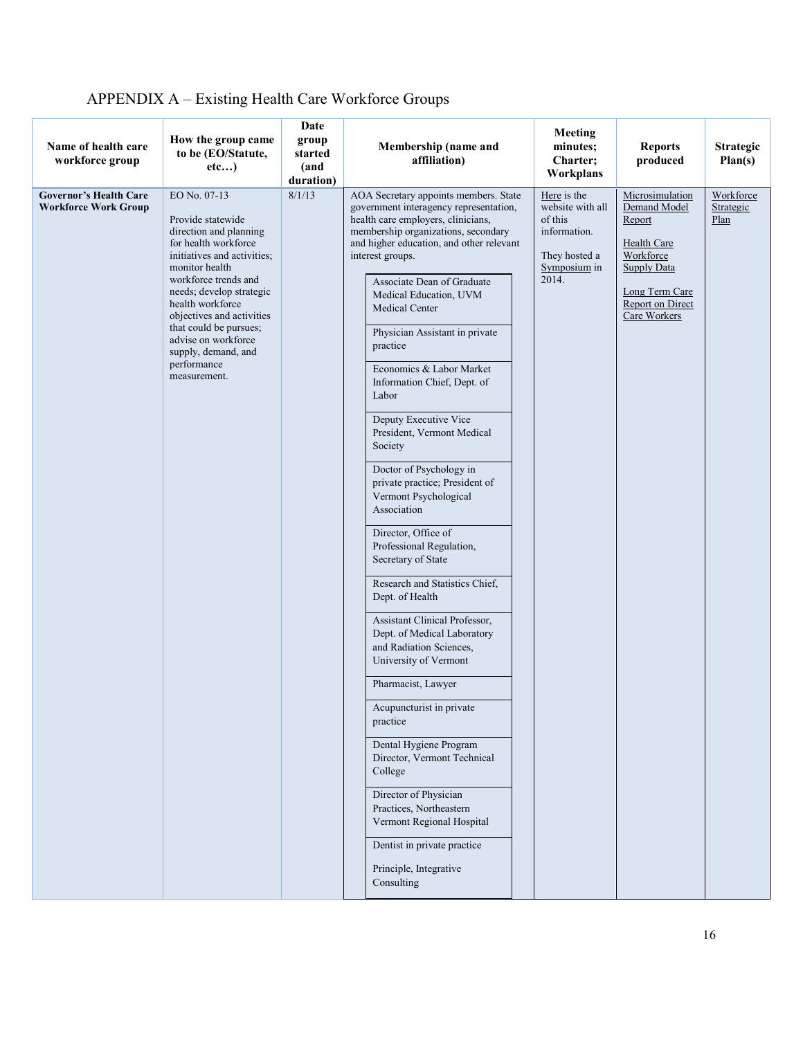# APPENDIX A – Existing Health Care Workforce Groups

| Name of health care workforce group | How the group came to be (EO/Statute, etc…) | Date group started (and duration) | Membership (name and affiliation) | Meeting minutes; Charter; Workplans | Reports produced | Strategic Plan(s) |
|---|---|---|---|---|---|---|
| **Governor's Health Care Workforce Work Group** | EO No. 07-13<br><br>Provide statewide direction and planning for health workforce initiatives and activities; monitor health workforce trends and needs; develop strategic health workforce objectives and activities that could be pursues; advise on workforce supply, demand, and performance measurement. | 8/1/13 | AOA Secretary appoints members. State government interagency representation, health care employers, clinicians, membership organizations, secondary and higher education, and other relevant interest groups.<br><br>Associate Dean of Graduate Medical Education, UVM Medical Center<br><br>Physician Assistant in private practice<br><br>Economics & Labor Market Information Chief, Dept. of Labor<br><br>Deputy Executive Vice President, Vermont Medical Society<br><br>Doctor of Psychology in private practice; President of Vermont Psychological Association<br><br>Director, Office of Professional Regulation, Secretary of State<br><br>Research and Statistics Chief, Dept. of Health<br><br>Assistant Clinical Professor, Dept. of Medical Laboratory and Radiation Sciences, University of Vermont<br><br>Pharmacist, Lawyer<br><br>Acupuncturist in private practice<br><br>Dental Hygiene Program Director, Vermont Technical College<br><br>Director of Physician Practices, Northeastern Vermont Regional Hospital<br><br>Dentist in private practice<br><br>Principle, Integrative Consulting | Here is the website with all of this information.<br><br>They hosted a Symposium in 2014. | Microsimulation Demand Model Report<br><br>Health Care Workforce Supply Data<br><br>Long Term Care Report on Direct Care Workers | Workforce Strategic Plan |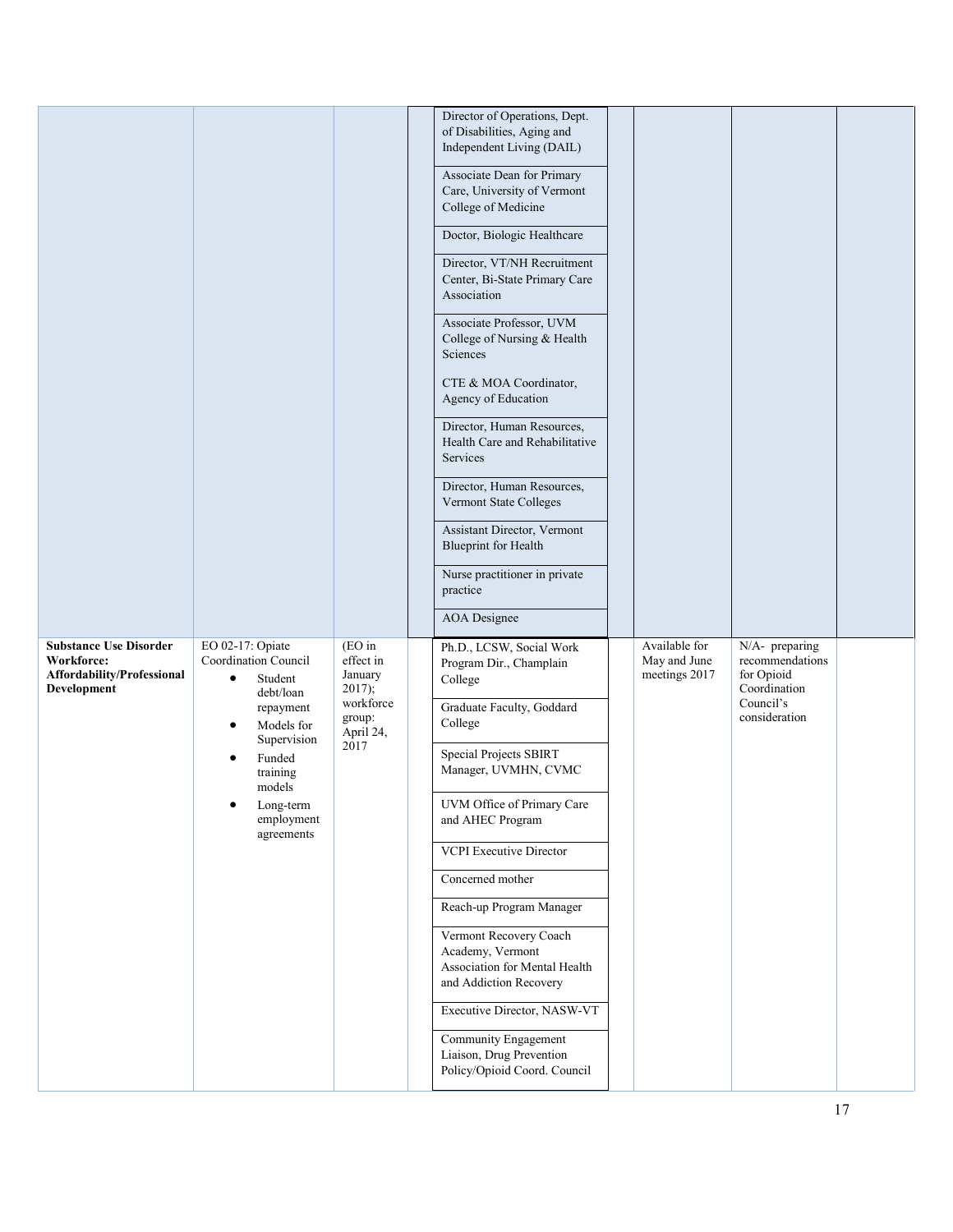| | | | | | | | |
|---|---|---|---|---|---|---|---|
| | | | | Director of Operations, Dept. of Disabilities, Aging and Independent Living (DAIL)<br><br>Associate Dean for Primary Care, University of Vermont College of Medicine<br><br>Doctor, Biologic Healthcare<br><br>Director, VT/NH Recruitment Center, Bi-State Primary Care Association<br><br>Associate Professor, UVM College of Nursing & Health Sciences<br><br>CTE & MOA Coordinator, Agency of Education<br><br>Director, Human Resources, Health Care and Rehabilitative Services<br><br>Director, Human Resources, Vermont State Colleges<br><br>Assistant Director, Vermont Blueprint for Health<br><br>Nurse practitioner in private practice<br><br>AOA Designee | | | | |
| **Substance Use Disorder Workforce: Affordability/Professional Development** | EO 02-17: Opiate Coordination Council<br>• Student debt/loan repayment<br>• Models for Supervision<br>• Funded training models<br>• Long-term employment agreements | (EO in effect in January 2017); workforce group: April 24, 2017 | | Ph.D., LCSW, Social Work Program Dir., Champlain College<br><br>Graduate Faculty, Goddard College<br><br>Special Projects SBIRT Manager, UVMHN, CVMC<br><br>UVM Office of Primary Care and AHEC Program<br><br>VCPI Executive Director<br><br>Concerned mother<br><br>Reach-up Program Manager<br><br>Vermont Recovery Coach Academy, Vermont Association for Mental Health and Addiction Recovery<br><br>Executive Director, NASW-VT<br><br>Community Engagement Liaison, Drug Prevention Policy/Opioid Coord. Council | | Available for May and June meetings 2017 | N/A- preparing recommendations for Opioid Coordination Council's consideration | |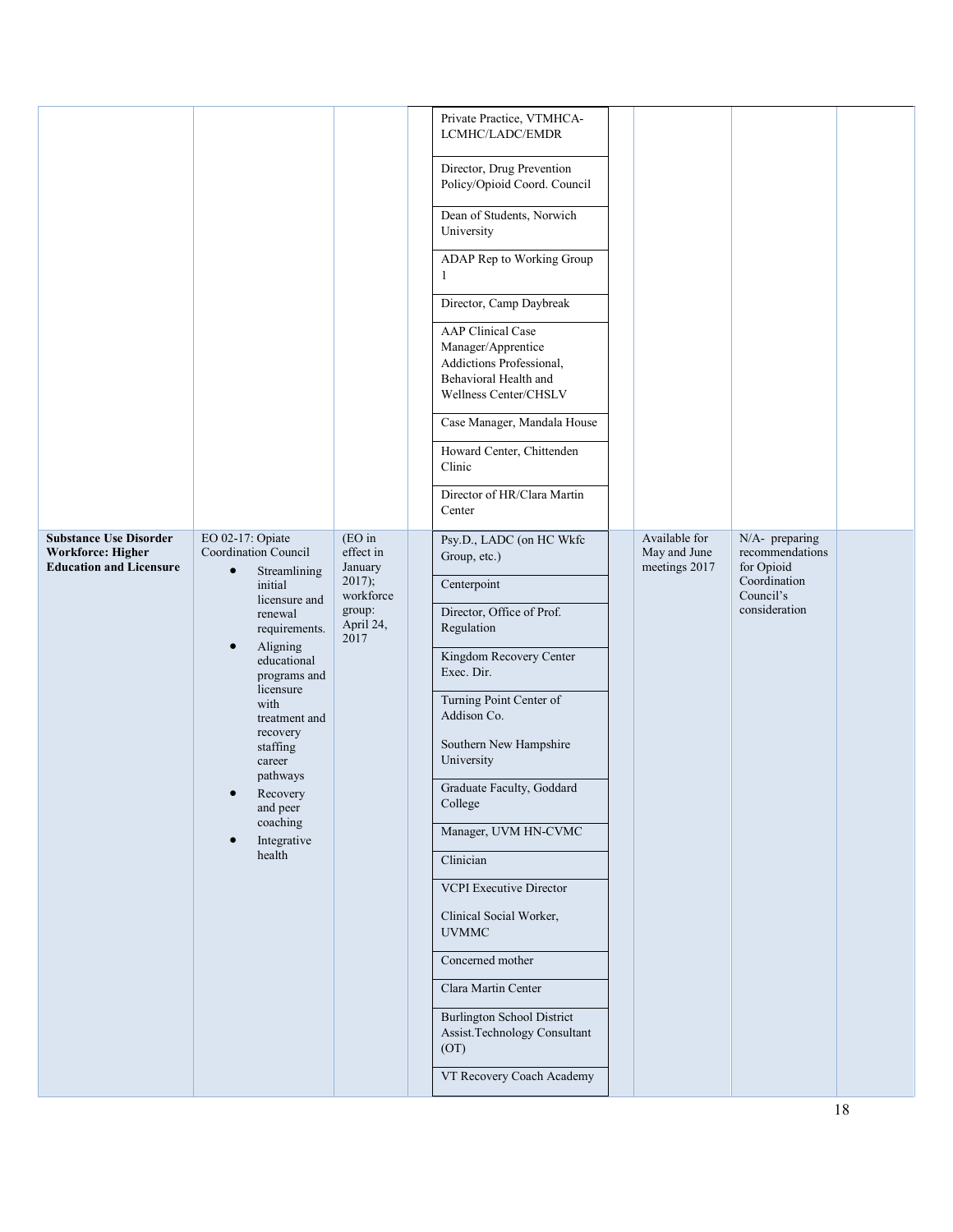| | | | | | | | |
|---|---|---|---|---|---|---|---|
| | | | | Private Practice, VTMHCA-LCMHC/LADC/EMDR<br><br>Director, Drug Prevention Policy/Opioid Coord. Council<br><br>Dean of Students, Norwich University<br><br>ADAP Rep to Working Group 1<br><br>Director, Camp Daybreak<br><br>AAP Clinical Case Manager/Apprentice Addictions Professional, Behavioral Health and Wellness Center/CHSLV<br><br>Case Manager, Mandala House<br><br>Howard Center, Chittenden Clinic<br><br>Director of HR/Clara Martin Center | | | |
| **Substance Use Disorder Workforce: Higher Education and Licensure** | EO 02-17: Opiate Coordination Council<br>• Streamlining initial licensure and renewal requirements.<br>• Aligning educational programs and licensure with treatment and recovery staffing career pathways<br>• Recovery and peer coaching<br>• Integrative health | (EO in effect in January 2017); workforce group: April 24, 2017 | | Psy.D., LADC (on HC Wkfc Group, etc.)<br><br>Centerpoint<br><br>Director, Office of Prof. Regulation<br><br>Kingdom Recovery Center Exec. Dir.<br><br>Turning Point Center of Addison Co.<br><br>Southern New Hampshire University<br><br>Graduate Faculty, Goddard College<br><br>Manager, UVM HN-CVMC<br><br>Clinician<br><br>VCPI Executive Director<br><br>Clinical Social Worker, UVMMC<br><br>Concerned mother<br><br>Clara Martin Center<br><br>Burlington School District Assist.Technology Consultant (OT)<br><br>VT Recovery Coach Academy | | Available for May and June meetings 2017 | N/A- preparing recommendations for Opioid Coordination Council's consideration |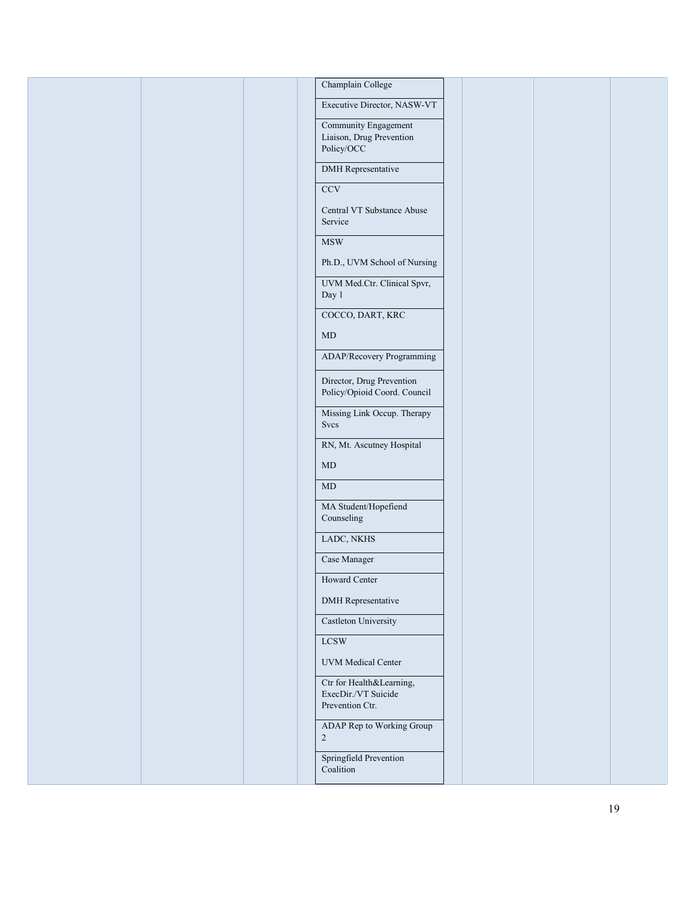| | | | | | | |
|---|---|---|---|---|---|---|
| | | | Champlain College | | | |
| | | | Executive Director, NASW-VT | | | |
| | | | Community Engagement Liaison, Drug Prevention Policy/OCC | | | |
| | | | DMH Representative | | | |
| | | | CCV<br><br>Central VT Substance Abuse Service | | | |
| | | | MSW<br><br>Ph.D., UVM School of Nursing | | | |
| | | | UVM Med.Ctr. Clinical Spvr, Day 1 | | | |
| | | | COCCO, DART, KRC<br><br>MD | | | |
| | | | ADAP/Recovery Programming | | | |
| | | | Director, Drug Prevention Policy/Opioid Coord. Council | | | |
| | | | Missing Link Occup. Therapy Svcs | | | |
| | | | RN, Mt. Ascutney Hospital<br><br>MD | | | |
| | | | MD | | | |
| | | | MA Student/Hopefiend Counseling | | | |
| | | | LADC, NKHS | | | |
| | | | Case Manager | | | |
| | | | Howard Center<br><br>DMH Representative | | | |
| | | | Castleton University | | | |
| | | | LCSW<br><br>UVM Medical Center | | | |
| | | | Ctr for Health&Learning, ExecDir./VT Suicide Prevention Ctr. | | | |
| | | | ADAP Rep to Working Group 2 | | | |
| | | | Springfield Prevention Coalition | | | |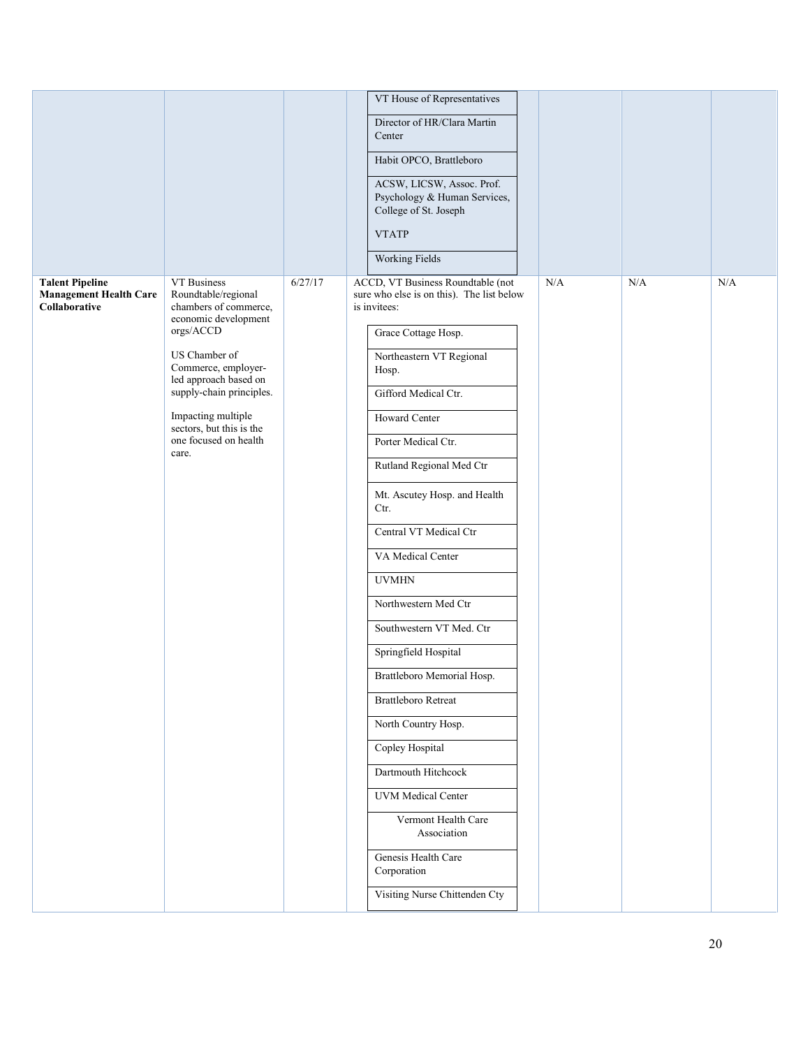| | | | | | | |
|---|---|---|---|---|---|---|
| | | | VT House of Representatives<br><br>Director of HR/Clara Martin Center<br><br>Habit OPCO, Brattleboro<br><br>ACSW, LICSW, Assoc. Prof. Psychology & Human Services, College of St. Joseph<br><br>VTATP<br><br>Working Fields | | | |
| **Talent Pipeline Management Health Care Collaborative** | VT Business Roundtable/regional chambers of commerce, economic development orgs/ACCD<br><br>US Chamber of Commerce, employer-led approach based on supply-chain principles.<br><br>Impacting multiple sectors, but this is the one focused on health care. | 6/27/17 | ACCD, VT Business Roundtable (not sure who else is on this). The list below is invitees:<br><br>Grace Cottage Hosp.<br><br>Northeastern VT Regional Hosp.<br><br>Gifford Medical Ctr.<br><br>Howard Center<br><br>Porter Medical Ctr.<br><br>Rutland Regional Med Ctr<br><br>Mt. Ascutey Hosp. and Health Ctr.<br><br>Central VT Medical Ctr<br><br>VA Medical Center<br><br>UVMHN<br><br>Northwestern Med Ctr<br><br>Southwestern VT Med. Ctr<br><br>Springfield Hospital<br><br>Brattleboro Memorial Hosp.<br><br>Brattleboro Retreat<br><br>North Country Hosp.<br><br>Copley Hospital<br><br>Dartmouth Hitchcock<br><br>UVM Medical Center<br><br>Vermont Health Care Association<br><br>Genesis Health Care Corporation<br><br>Visiting Nurse Chittenden Cty | N/A | N/A | N/A |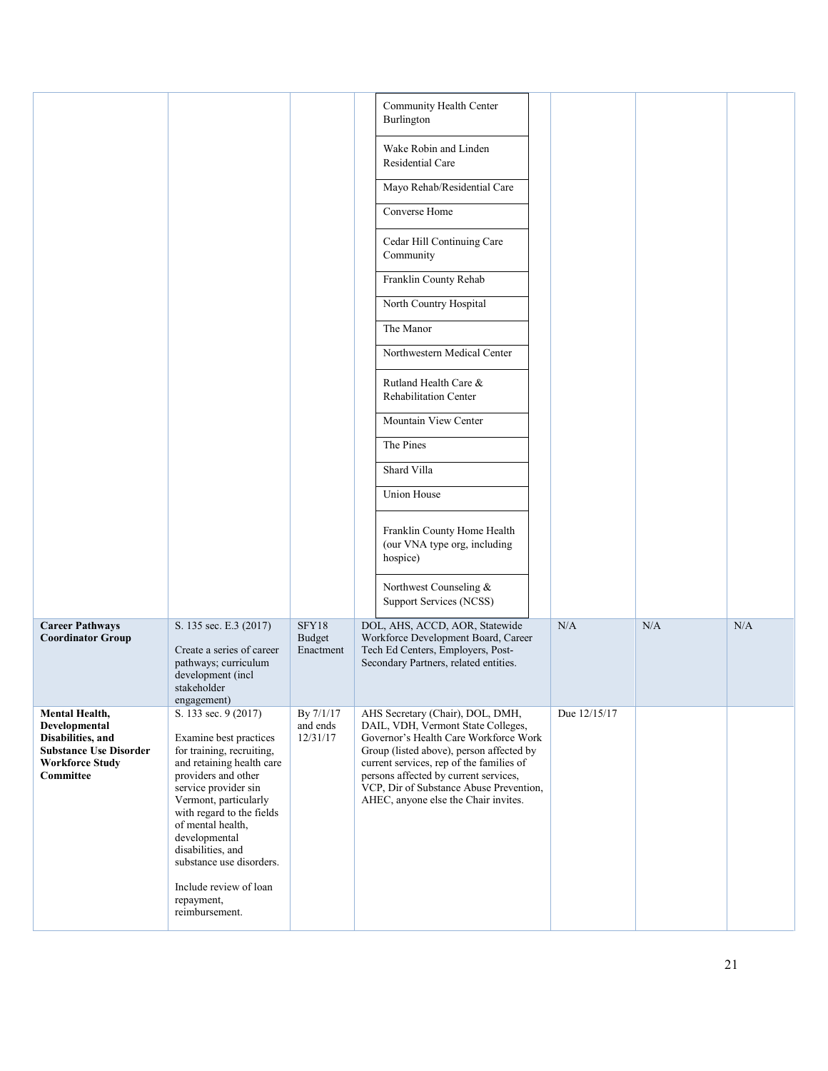| | | | | | | |
|---|---|---|---|---|---|---|
| | | | Community Health Center Burlington<br>Wake Robin and Linden Residential Care<br>Mayo Rehab/Residential Care<br>Converse Home<br>Cedar Hill Continuing Care Community<br>Franklin County Rehab<br>North Country Hospital<br>The Manor<br>Northwestern Medical Center<br>Rutland Health Care & Rehabilitation Center<br>Mountain View Center<br>The Pines<br>Shard Villa<br>Union House<br>Franklin County Home Health (our VNA type org, including hospice)<br>Northwest Counseling & Support Services (NCSS) | | | |
| **Career Pathways Coordinator Group** | S. 135 sec. E.3 (2017)<br><br>Create a series of career pathways; curriculum development (incl stakeholder engagement) | SFY18 Budget Enactment | DOL, AHS, ACCD, AOR, Statewide Workforce Development Board, Career Tech Ed Centers, Employers, Post-Secondary Partners, related entities. | N/A | N/A | N/A |
| **Mental Health, Developmental Disabilities, and Substance Use Disorder Workforce Study Committee** | S. 133 sec. 9 (2017)<br><br>Examine best practices for training, recruiting, and retaining health care providers and other service provider sin Vermont, particularly with regard to the fields of mental health, developmental disabilities, and substance use disorders.<br><br>Include review of loan repayment, reimbursement. | By 7/1/17 and ends 12/31/17 | AHS Secretary (Chair), DOL, DMH, DAIL, VDH, Vermont State Colleges, Governor's Health Care Workforce Work Group (listed above), person affected by current services, rep of the families of persons affected by current services, VCP, Dir of Substance Abuse Prevention, AHEC, anyone else the Chair invites. | Due 12/15/17 | | |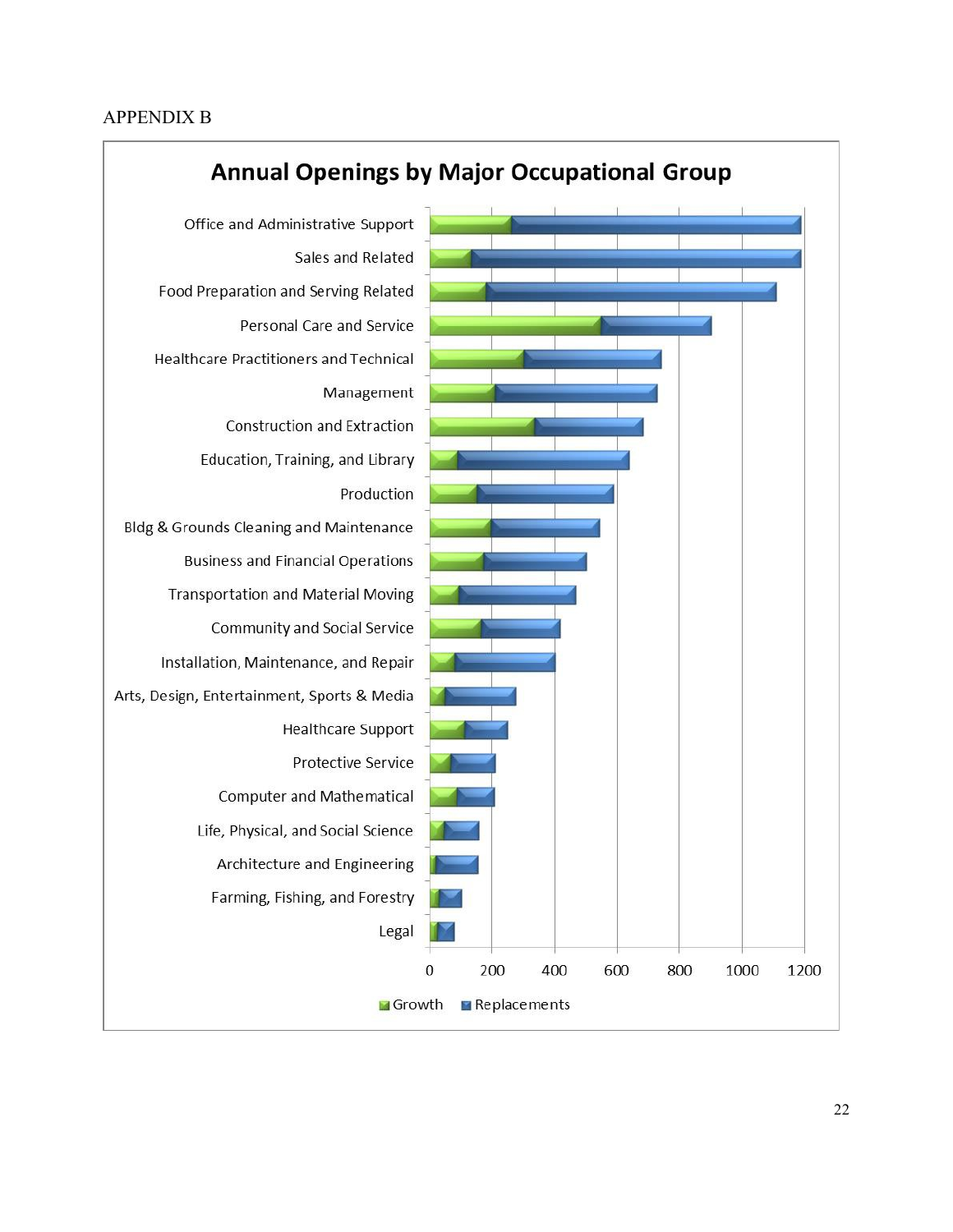APPENDIX B

Annual Openings by Major Occupational Group

Office and Administrative Support
Sales and Related
Food Preparation and Serving Related
Personal Care and Service
Healthcare Practitioners and Technical
Management
Construction and Extraction
Education, Training, and Library
Production
Bldg & Grounds Cleaning and Maintenance
Business and Financial Operations
Transportation and Material Moving
Community and Social Service
Installation, Maintenance, and Repair
Arts, Design, Entertainment, Sports & Media
Healthcare Support
Protective Service
Computer and Mathematical
Life, Physical, and Social Science
Architecture and Engineering
Farming, Fishing, and Forestry
Legal

0
200
400
600
800
1000
1200

Growth
Replacements